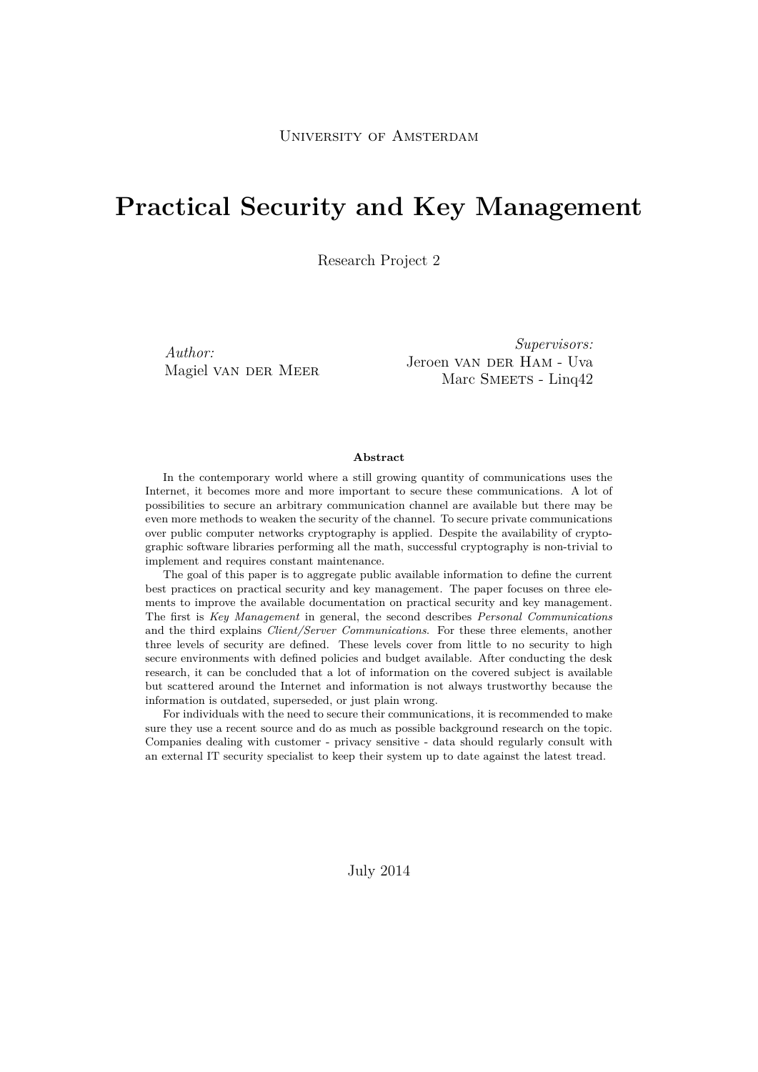University of Amsterdam

# Practical Security and Key Management

Research Project 2

*Author:*
Magiel van der Meer

*Supervisors:*
Jeroen van der Ham - Uva
Marc Smeets - Linq42

**Abstract**

In the contemporary world where a still growing quantity of communications uses the Internet, it becomes more and more important to secure these communications. A lot of possibilities to secure an arbitrary communication channel are available but there may be even more methods to weaken the security of the channel. To secure private communications over public computer networks cryptography is applied. Despite the availability of cryptographic software libraries performing all the math, successful cryptography is non-trivial to implement and requires constant maintenance.

The goal of this paper is to aggregate public available information to define the current best practices on practical security and key management. The paper focuses on three elements to improve the available documentation on practical security and key management. The first is *Key Management* in general, the second describes *Personal Communications* and the third explains *Client/Server Communications*. For these three elements, another three levels of security are defined. These levels cover from little to no security to high secure environments with defined policies and budget available. After conducting the desk research, it can be concluded that a lot of information on the covered subject is available but scattered around the Internet and information is not always trustworthy because the information is outdated, superseded, or just plain wrong.

For individuals with the need to secure their communications, it is recommended to make sure they use a recent source and do as much as possible background research on the topic. Companies dealing with customer - privacy sensitive - data should regularly consult with an external IT security specialist to keep their system up to date against the latest tread.

July 2014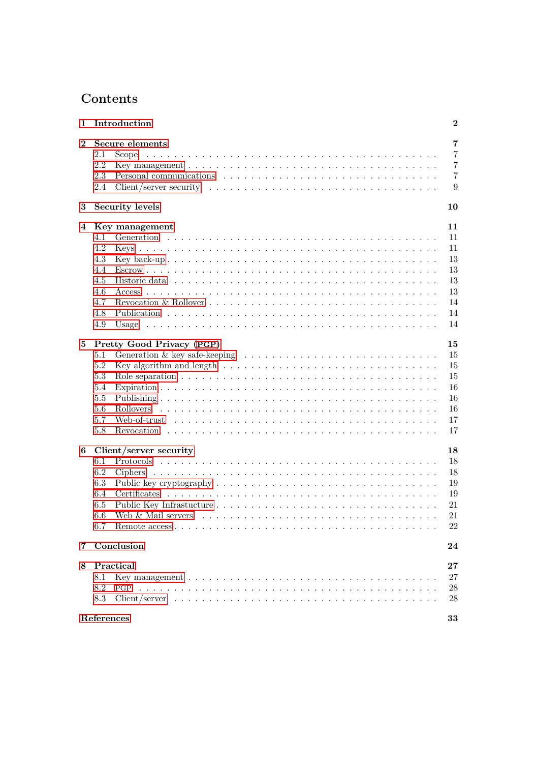# Contents

**1 Introduction** **2**

**2 Secure elements** **7**
- 2.1 Scope . . . 7
- 2.2 Key management . . . 7
- 2.3 Personal communications . . . 7
- 2.4 Client/server security . . . 9

**3 Security levels** **10**

**4 Key management** **11**
- 4.1 Generation . . . 11
- 4.2 Keys . . . 11
- 4.3 Key back-up . . . 13
- 4.4 Escrow . . . 13
- 4.5 Historic data . . . 13
- 4.6 Access . . . 13
- 4.7 Revocation & Rollover . . . 14
- 4.8 Publication . . . 14
- 4.9 Usage . . . 14

**5 Pretty Good Privacy (PGP)** **15**
- 5.1 Generation & key safe-keeping . . . 15
- 5.2 Key algorithm and length . . . 15
- 5.3 Role separation . . . 15
- 5.4 Expiration . . . 16
- 5.5 Publishing . . . 16
- 5.6 Rollovers . . . 16
- 5.7 Web-of-trust . . . 17
- 5.8 Revocation . . . 17

**6 Client/server security** **18**
- 6.1 Protocols . . . 18
- 6.2 Ciphers . . . 18
- 6.3 Public key cryptography . . . 19
- 6.4 Certificates . . . 19
- 6.5 Public Key Infrastructure . . . 21
- 6.6 Web & Mail servers . . . 21
- 6.7 Remote access . . . 22

**7 Conclusion** **24**

**8 Practical** **27**
- 8.1 Key management . . . 27
- 8.2 PGP . . . 28
- 8.3 Client/server . . . 28

**References** **33**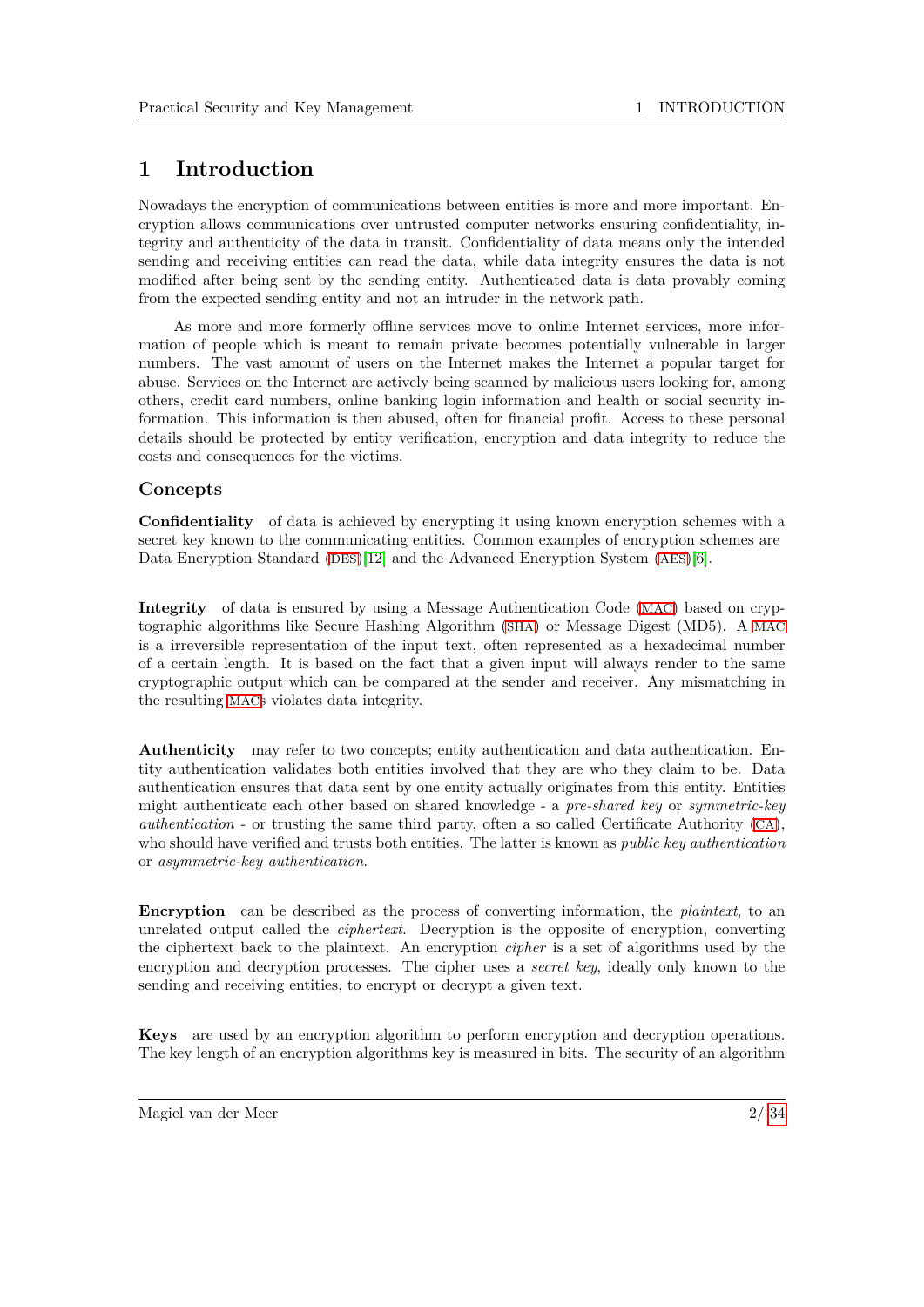# 1 Introduction

Nowadays the encryption of communications between entities is more and more important. Encryption allows communications over untrusted computer networks ensuring confidentiality, integrity and authenticity of the data in transit. Confidentiality of data means only the intended sending and receiving entities can read the data, while data integrity ensures the data is not modified after being sent by the sending entity. Authenticated data is data provably coming from the expected sending entity and not an intruder in the network path.

As more and more formerly offline services move to online Internet services, more information of people which is meant to remain private becomes potentially vulnerable in larger numbers. The vast amount of users on the Internet makes the Internet a popular target for abuse. Services on the Internet are actively being scanned by malicious users looking for, among others, credit card numbers, online banking login information and health or social security information. This information is then abused, often for financial profit. Access to these personal details should be protected by entity verification, encryption and data integrity to reduce the costs and consequences for the victims.

## Concepts

**Confidentiality** of data is achieved by encrypting it using known encryption schemes with a secret key known to the communicating entities. Common examples of encryption schemes are Data Encryption Standard (DES)[12] and the Advanced Encryption System (AES)[6].

**Integrity** of data is ensured by using a Message Authentication Code (MAC) based on cryptographic algorithms like Secure Hashing Algorithm (SHA) or Message Digest (MD5). A MAC is a irreversible representation of the input text, often represented as a hexadecimal number of a certain length. It is based on the fact that a given input will always render to the same cryptographic output which can be compared at the sender and receiver. Any mismatching in the resulting MACs violates data integrity.

**Authenticity** may refer to two concepts; entity authentication and data authentication. Entity authentication validates both entities involved that they are who they claim to be. Data authentication ensures that data sent by one entity actually originates from this entity. Entities might authenticate each other based on shared knowledge - a *pre-shared key* or *symmetric-key authentication* - or trusting the same third party, often a so called Certificate Authority (CA), who should have verified and trusts both entities. The latter is known as *public key authentication* or *asymmetric-key authentication*.

**Encryption** can be described as the process of converting information, the *plaintext*, to an unrelated output called the *ciphertext*. Decryption is the opposite of encryption, converting the ciphertext back to the plaintext. An encryption *cipher* is a set of algorithms used by the encryption and decryption processes. The cipher uses a *secret key*, ideally only known to the sending and receiving entities, to encrypt or decrypt a given text.

**Keys** are used by an encryption algorithm to perform encryption and decryption operations. The key length of an encryption algorithms key is measured in bits. The security of an algorithm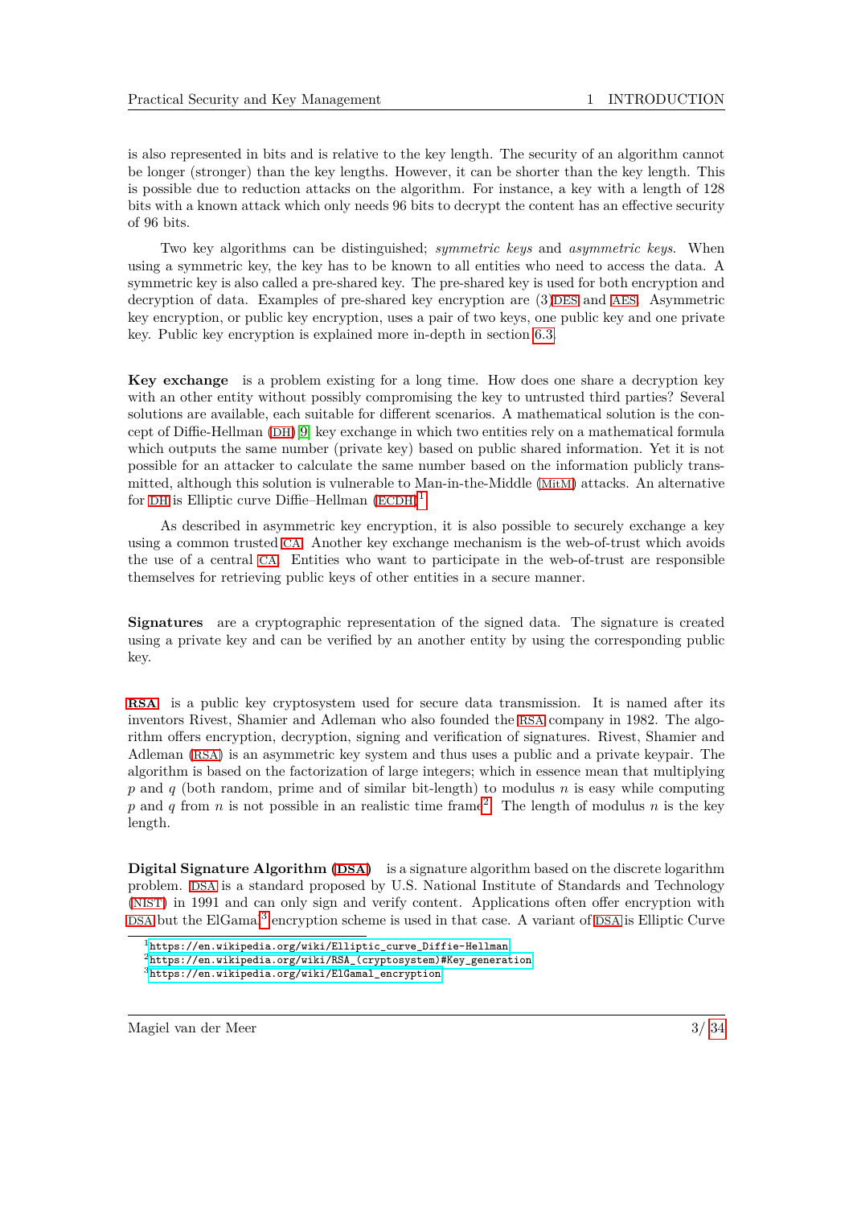is also represented in bits and is relative to the key length. The security of an algorithm cannot be longer (stronger) than the key lengths. However, it can be shorter than the key length. This is possible due to reduction attacks on the algorithm. For instance, a key with a length of 128 bits with a known attack which only needs 96 bits to decrypt the content has an effective security of 96 bits.

Two key algorithms can be distinguished; *symmetric keys* and *asymmetric keys*. When using a symmetric key, the key has to be known to all entities who need to access the data. A symmetric key is also called a pre-shared key. The pre-shared key is used for both encryption and decryption of data. Examples of pre-shared key encryption are (3)DES and AES. Asymmetric key encryption, or public key encryption, uses a pair of two keys, one public key and one private key. Public key encryption is explained more in-depth in section 6.3.

**Key exchange** is a problem existing for a long time. How does one share a decryption key with an other entity without possibly compromising the key to untrusted third parties? Several solutions are available, each suitable for different scenarios. A mathematical solution is the concept of Diffie-Hellman (DH) [9] key exchange in which two entities rely on a mathematical formula which outputs the same number (private key) based on public shared information. Yet it is not possible for an attacker to calculate the same number based on the information publicly transmitted, although this solution is vulnerable to Man-in-the-Middle (MitM) attacks. An alternative for DH is Elliptic curve Diffie–Hellman (ECDH)[1].

As described in asymmetric key encryption, it is also possible to securely exchange a key using a common trusted CA. Another key exchange mechanism is the web-of-trust which avoids the use of a central CA. Entities who want to participate in the web-of-trust are responsible themselves for retrieving public keys of other entities in a secure manner.

**Signatures** are a cryptographic representation of the signed data. The signature is created using a private key and can be verified by an another entity by using the corresponding public key.

**RSA** is a public key cryptosystem used for secure data transmission. It is named after its inventors Rivest, Shamier and Adleman who also founded the RSA company in 1982. The algorithm offers encryption, decryption, signing and verification of signatures. Rivest, Shamier and Adleman (RSA) is an asymmetric key system and thus uses a public and a private keypair. The algorithm is based on the factorization of large integers; which in essence mean that multiplying $p$ and $q$ (both random, prime and of similar bit-length) to modulus $n$ is easy while computing $p$ and $q$ from $n$ is not possible in an realistic time frame[2]. The length of modulus $n$ is the key length.

**Digital Signature Algorithm (DSA)** is a signature algorithm based on the discrete logarithm problem. DSA is a standard proposed by U.S. National Institute of Standards and Technology (NIST) in 1991 and can only sign and verify content. Applications often offer encryption with DSA but the ElGamal[3] encryption scheme is used in that case. A variant of DSA is Elliptic Curve

[1] https://en.wikipedia.org/wiki/Elliptic_curve_Diffie-Hellman

[2] https://en.wikipedia.org/wiki/RSA_(cryptosystem)#Key_generation

[3] https://en.wikipedia.org/wiki/ElGamal_encryption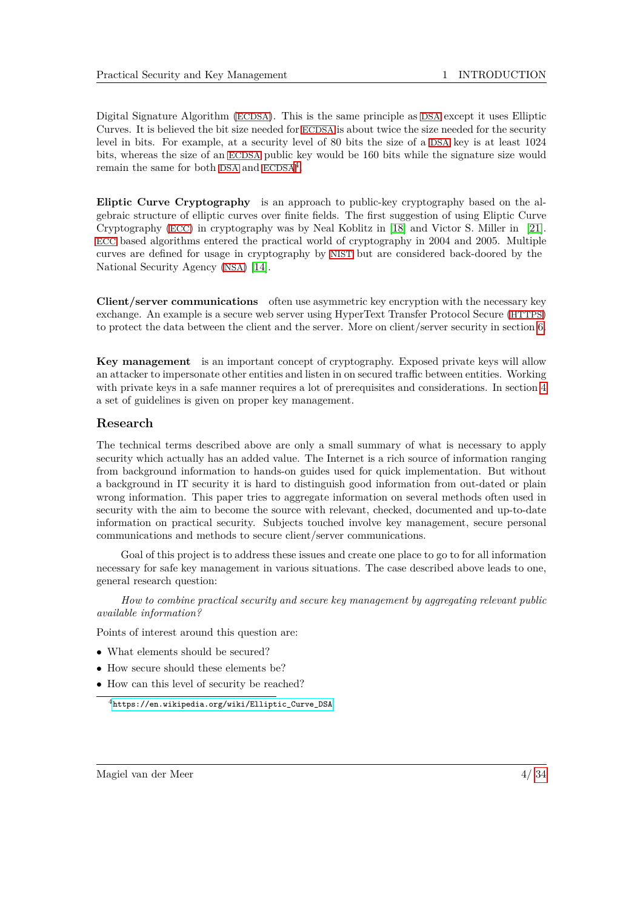Digital Signature Algorithm (ECDSA). This is the same principle as DSA except it uses Elliptic Curves. It is believed the bit size needed for ECDSA is about twice the size needed for the security level in bits. For example, at a security level of 80 bits the size of a DSA key is at least 1024 bits, whereas the size of an ECDSA public key would be 160 bits while the signature size would remain the same for both DSA and ECDSA[4].

**Eliptic Curve Cryptography** is an approach to public-key cryptography based on the algebraic structure of elliptic curves over finite fields. The first suggestion of using Elliptic Curve Cryptography (ECC) in cryptography was by Neal Koblitz in [18] and Victor S. Miller in [21]. ECC based algorithms entered the practical world of cryptography in 2004 and 2005. Multiple curves are defined for usage in cryptography by NIST but are considered back-doored by the National Security Agency (NSA) [14].

**Client/server communications** often use asymmetric key encryption with the necessary key exchange. An example is a secure web server using HyperText Transfer Protocol Secure (HTTPS) to protect the data between the client and the server. More on client/server security in section 6.

**Key management** is an important concept of cryptography. Exposed private keys will allow an attacker to impersonate other entities and listen in on secured traffic between entities. Working with private keys in a safe manner requires a lot of prerequisites and considerations. In section 4 a set of guidelines is given on proper key management.

## Research

The technical terms described above are only a small summary of what is necessary to apply security which actually has an added value. The Internet is a rich source of information ranging from background information to hands-on guides used for quick implementation. But without a background in IT security it is hard to distinguish good information from out-dated or plain wrong information. This paper tries to aggregate information on several methods often used in security with the aim to become the source with relevant, checked, documented and up-to-date information on practical security. Subjects touched involve key management, secure personal communications and methods to secure client/server communications.

Goal of this project is to address these issues and create one place to go to for all information necessary for safe key management in various situations. The case described above leads to one, general research question:

*How to combine practical security and secure key management by aggregating relevant public available information?*

Points of interest around this question are:

- What elements should be secured?
- How secure should these elements be?
- How can this level of security be reached?

[4] https://en.wikipedia.org/wiki/Elliptic_Curve_DSA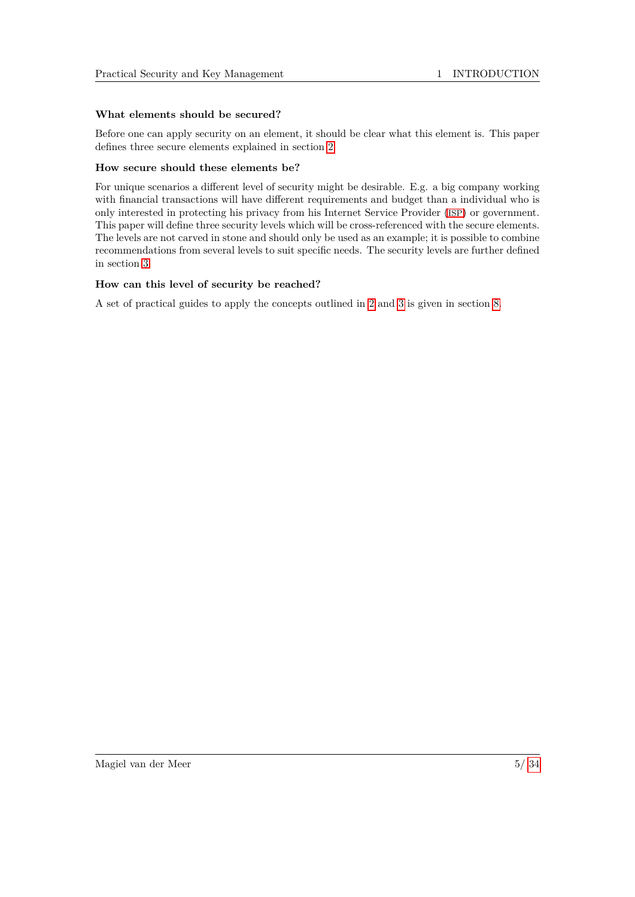### What elements should be secured?

Before one can apply security on an element, it should be clear what this element is. This paper defines three secure elements explained in section 2.

### How secure should these elements be?

For unique scenarios a different level of security might be desirable. E.g. a big company working with financial transactions will have different requirements and budget than a individual who is only interested in protecting his privacy from his Internet Service Provider (ISP) or government. This paper will define three security levels which will be cross-referenced with the secure elements. The levels are not carved in stone and should only be used as an example; it is possible to combine recommendations from several levels to suit specific needs. The security levels are further defined in section 3.

### How can this level of security be reached?

A set of practical guides to apply the concepts outlined in 2 and 3 is given in section 8.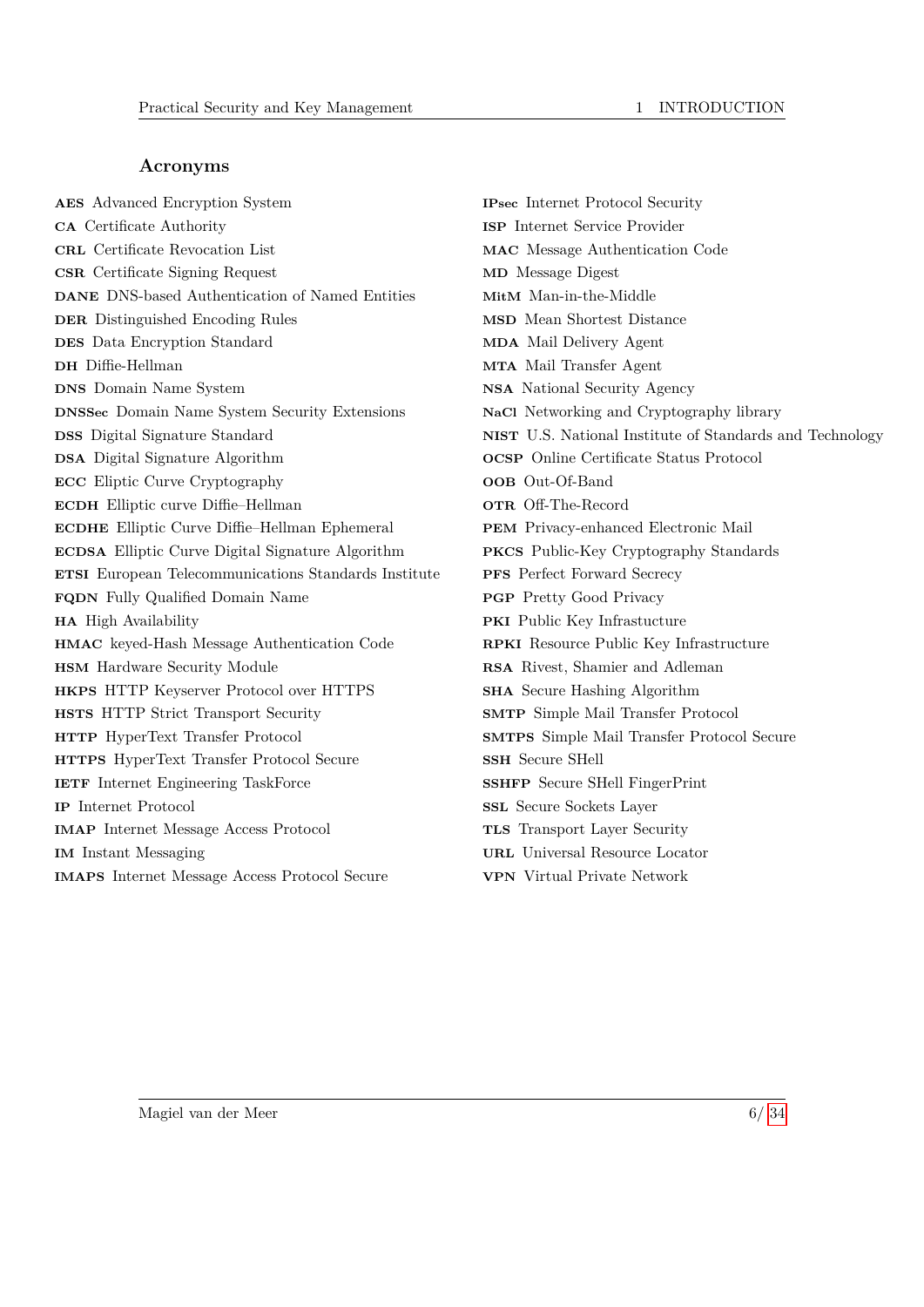## Acronyms

**AES** Advanced Encryption System

**CA** Certificate Authority

**CRL** Certificate Revocation List

**CSR** Certificate Signing Request

**DANE** DNS-based Authentication of Named Entities

**DER** Distinguished Encoding Rules

**DES** Data Encryption Standard

**DH** Diffie-Hellman

**DNS** Domain Name System

**DNSSec** Domain Name System Security Extensions

**DSS** Digital Signature Standard

**DSA** Digital Signature Algorithm

**ECC** Eliptic Curve Cryptography

**ECDH** Elliptic curve Diffie–Hellman

**ECDHE** Elliptic Curve Diffie–Hellman Ephemeral

**ECDSA** Elliptic Curve Digital Signature Algorithm

**ETSI** European Telecommunications Standards Institute

**FQDN** Fully Qualified Domain Name

**HA** High Availability

**HMAC** keyed-Hash Message Authentication Code

**HSM** Hardware Security Module

**HKPS** HTTP Keyserver Protocol over HTTPS

**HSTS** HTTP Strict Transport Security

**HTTP** HyperText Transfer Protocol

**HTTPS** HyperText Transfer Protocol Secure

**IETF** Internet Engineering TaskForce

**IP** Internet Protocol

**IMAP** Internet Message Access Protocol

**IM** Instant Messaging

**IMAPS** Internet Message Access Protocol Secure

**IPsec** Internet Protocol Security

**ISP** Internet Service Provider

**MAC** Message Authentication Code

**MD** Message Digest

**MitM** Man-in-the-Middle

**MSD** Mean Shortest Distance

**MDA** Mail Delivery Agent

**MTA** Mail Transfer Agent

**NSA** National Security Agency

**NaCl** Networking and Cryptography library

**NIST** U.S. National Institute of Standards and Technology

**OCSP** Online Certificate Status Protocol

**OOB** Out-Of-Band

**OTR** Off-The-Record

**PEM** Privacy-enhanced Electronic Mail

**PKCS** Public-Key Cryptography Standards

**PFS** Perfect Forward Secrecy

**PGP** Pretty Good Privacy

**PKI** Public Key Infrastucture

**RPKI** Resource Public Key Infrastructure

**RSA** Rivest, Shamier and Adleman

**SHA** Secure Hashing Algorithm

**SMTP** Simple Mail Transfer Protocol

**SMTPS** Simple Mail Transfer Protocol Secure

**SSH** Secure SHell

**SSHFP** Secure SHell FingerPrint

**SSL** Secure Sockets Layer

**TLS** Transport Layer Security

**URL** Universal Resource Locator

**VPN** Virtual Private Network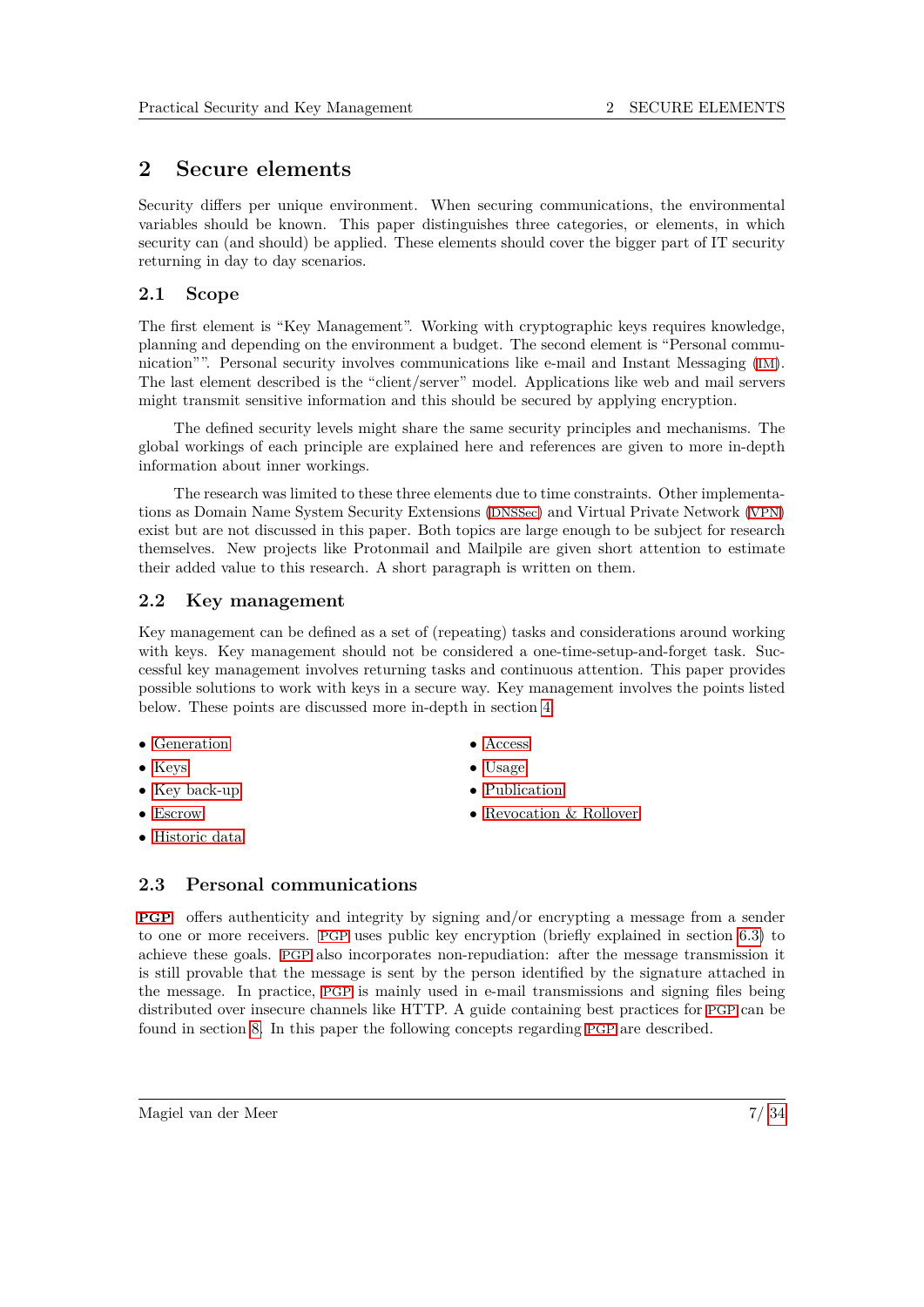# 2 Secure elements

Security differs per unique environment. When securing communications, the environmental variables should be known. This paper distinguishes three categories, or elements, in which security can (and should) be applied. These elements should cover the bigger part of IT security returning in day to day scenarios.

## 2.1 Scope

The first element is "Key Management". Working with cryptographic keys requires knowledge, planning and depending on the environment a budget. The second element is "Personal communication"". Personal security involves communications like e-mail and Instant Messaging (IM). The last element described is the "client/server" model. Applications like web and mail servers might transmit sensitive information and this should be secured by applying encryption.

The defined security levels might share the same security principles and mechanisms. The global workings of each principle are explained here and references are given to more in-depth information about inner workings.

The research was limited to these three elements due to time constraints. Other implementations as Domain Name System Security Extensions (DNSSec) and Virtual Private Network (VPN) exist but are not discussed in this paper. Both topics are large enough to be subject for research themselves. New projects like Protonmail and Mailpile are given short attention to estimate their added value to this research. A short paragraph is written on them.

## 2.2 Key management

Key management can be defined as a set of (repeating) tasks and considerations around working with keys. Key management should not be considered a one-time-setup-and-forget task. Successful key management involves returning tasks and continuous attention. This paper provides possible solutions to work with keys in a secure way. Key management involves the points listed below. These points are discussed more in-depth in section 4

- Generation
- Keys
- Key back-up
- Escrow
- Historic data
- Access
- Usage
- Publication
- Revocation & Rollover

## 2.3 Personal communications

**PGP** offers authenticity and integrity by signing and/or encrypting a message from a sender to one or more receivers. PGP uses public key encryption (briefly explained in section 6.3) to achieve these goals. PGP also incorporates non-repudiation: after the message transmission it is still provable that the message is sent by the person identified by the signature attached in the message. In practice, PGP is mainly used in e-mail transmissions and signing files being distributed over insecure channels like HTTP. A guide containing best practices for PGP can be found in section 8. In this paper the following concepts regarding PGP are described.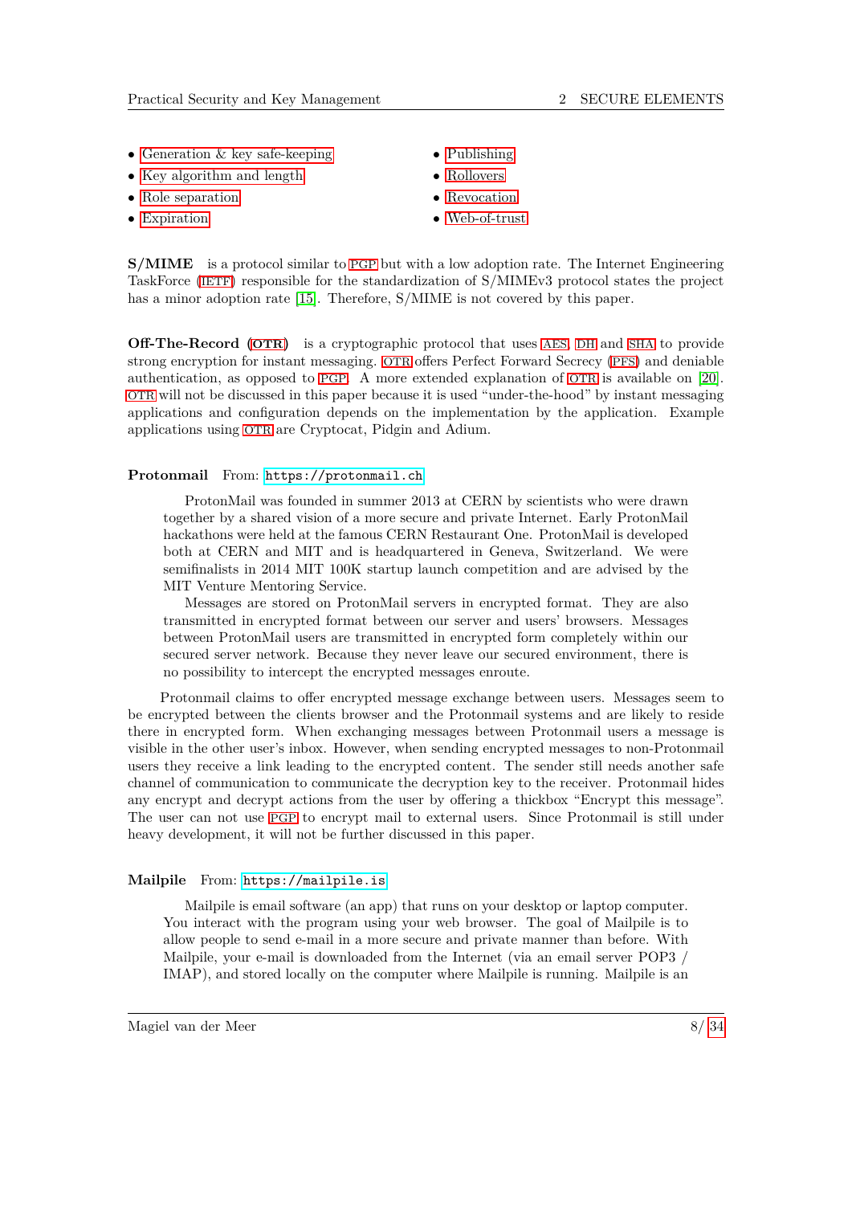- Generation & key safe-keeping
- Key algorithm and length
- Role separation
- Expiration
- Publishing
- Rollovers
- Revocation
- Web-of-trust

**S/MIME** is a protocol similar to PGP but with a low adoption rate. The Internet Engineering TaskForce (IETF) responsible for the standardization of S/MIMEv3 protocol states the project has a minor adoption rate [15]. Therefore, S/MIME is not covered by this paper.

**Off-The-Record (OTR)** is a cryptographic protocol that uses AES, DH and SHA to provide strong encryption for instant messaging. OTR offers Perfect Forward Secrecy (PFS) and deniable authentication, as opposed to PGP. A more extended explanation of OTR is available on [20]. OTR will not be discussed in this paper because it is used "under-the-hood" by instant messaging applications and configuration depends on the implementation by the application. Example applications using OTR are Cryptocat, Pidgin and Adium.

**Protonmail** From: https://protonmail.ch

> ProtonMail was founded in summer 2013 at CERN by scientists who were drawn together by a shared vision of a more secure and private Internet. Early ProtonMail hackathons were held at the famous CERN Restaurant One. ProtonMail is developed both at CERN and MIT and is headquartered in Geneva, Switzerland. We were semifinalists in 2014 MIT 100K startup launch competition and are advised by the MIT Venture Mentoring Service.
>
> Messages are stored on ProtonMail servers in encrypted format. They are also transmitted in encrypted format between our server and users' browsers. Messages between ProtonMail users are transmitted in encrypted form completely within our secured server network. Because they never leave our secured environment, there is no possibility to intercept the encrypted messages enroute.

Protonmail claims to offer encrypted message exchange between users. Messages seem to be encrypted between the clients browser and the Protonmail systems and are likely to reside there in encrypted form. When exchanging messages between Protonmail users a message is visible in the other user's inbox. However, when sending encrypted messages to non-Protonmail users they receive a link leading to the encrypted content. The sender still needs another safe channel of communication to communicate the decryption key to the receiver. Protonmail hides any encrypt and decrypt actions from the user by offering a thickbox "Encrypt this message". The user can not use PGP to encrypt mail to external users. Since Protonmail is still under heavy development, it will not be further discussed in this paper.

**Mailpile** From: https://mailpile.is

> Mailpile is email software (an app) that runs on your desktop or laptop computer. You interact with the program using your web browser. The goal of Mailpile is to allow people to send e-mail in a more secure and private manner than before. With Mailpile, your e-mail is downloaded from the Internet (via an email server POP3 / IMAP), and stored locally on the computer where Mailpile is running. Mailpile is an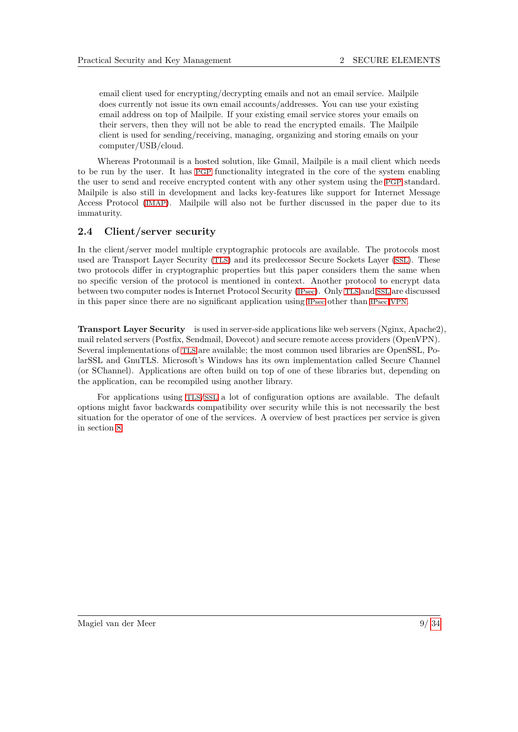email client used for encrypting/decrypting emails and not an email service. Mailpile does currently not issue its own email accounts/addresses. You can use your existing email address on top of Mailpile. If your existing email service stores your emails on their servers, then they will not be able to read the encrypted emails. The Mailpile client is used for sending/receiving, managing, organizing and storing emails on your computer/USB/cloud.

Whereas Protonmail is a hosted solution, like Gmail, Mailpile is a mail client which needs to be run by the user. It has PGP functionality integrated in the core of the system enabling the user to send and receive encrypted content with any other system using the PGP standard. Mailpile is also still in development and lacks key-features like support for Internet Message Access Protocol (IMAP). Mailpile will also not be further discussed in the paper due to its immaturity.

## 2.4 Client/server security

In the client/server model multiple cryptographic protocols are available. The protocols most used are Transport Layer Security (TLS) and its predecessor Secure Sockets Layer (SSL). These two protocols differ in cryptographic properties but this paper considers them the same when no specific version of the protocol is mentioned in context. Another protocol to encrypt data between two computer nodes is Internet Protocol Security (IPsec). Only TLS and SSL are discussed in this paper since there are no significant application using IPsec other than IPsec VPN.

**Transport Layer Security** is used in server-side applications like web servers (Nginx, Apache2), mail related servers (Postfix, Sendmail, Dovecot) and secure remote access providers (OpenVPN). Several implementations of TLS are available; the most common used libraries are OpenSSL, PolarSSL and GnuTLS. Microsoft's Windows has its own implementation called Secure Channel (or SChannel). Applications are often build on top of one of these libraries but, depending on the application, can be recompiled using another library.

For applications using TLS/SSL a lot of configuration options are available. The default options might favor backwards compatibility over security while this is not necessarily the best situation for the operator of one of the services. A overview of best practices per service is given in section 8.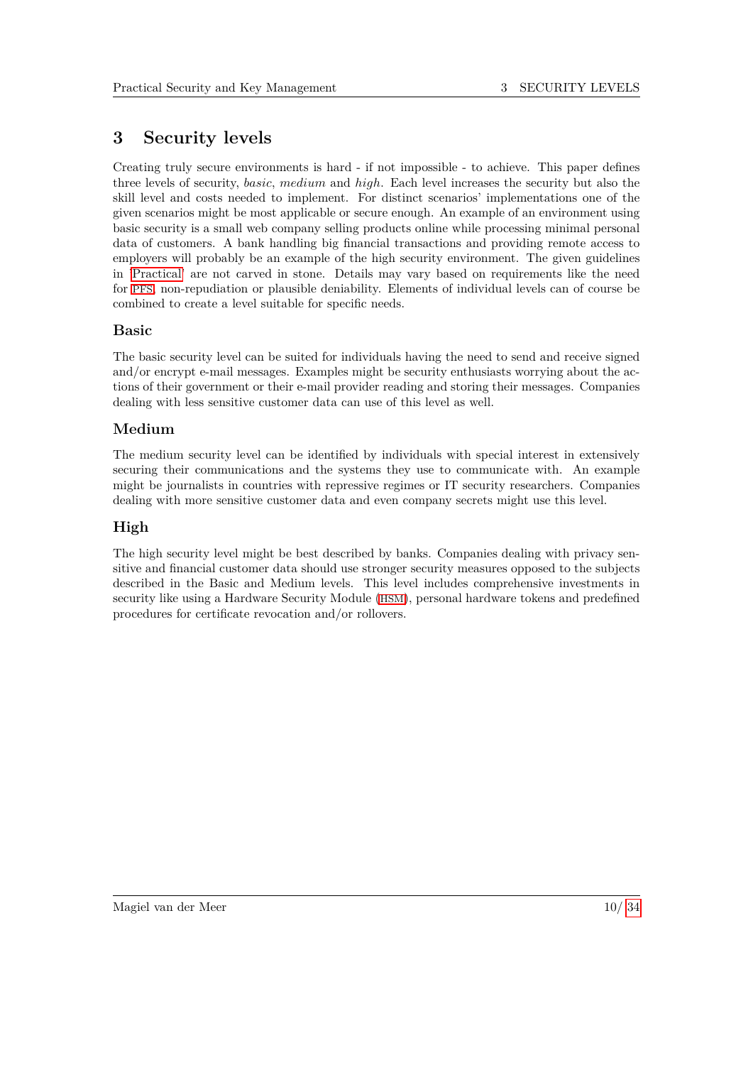# 3 Security levels

Creating truly secure environments is hard - if not impossible - to achieve. This paper defines three levels of security, *basic*, *medium* and *high*. Each level increases the security but also the skill level and costs needed to implement. For distinct scenarios' implementations one of the given scenarios might be most applicable or secure enough. An example of an environment using basic security is a small web company selling products online while processing minimal personal data of customers. A bank handling big financial transactions and providing remote access to employers will probably be an example of the high security environment. The given guidelines in 'Practical' are not carved in stone. Details may vary based on requirements like the need for PFS, non-repudiation or plausible deniability. Elements of individual levels can of course be combined to create a level suitable for specific needs.

### Basic

The basic security level can be suited for individuals having the need to send and receive signed and/or encrypt e-mail messages. Examples might be security enthusiasts worrying about the actions of their government or their e-mail provider reading and storing their messages. Companies dealing with less sensitive customer data can use of this level as well.

### Medium

The medium security level can be identified by individuals with special interest in extensively securing their communications and the systems they use to communicate with. An example might be journalists in countries with repressive regimes or IT security researchers. Companies dealing with more sensitive customer data and even company secrets might use this level.

### High

The high security level might be best described by banks. Companies dealing with privacy sensitive and financial customer data should use stronger security measures opposed to the subjects described in the Basic and Medium levels. This level includes comprehensive investments in security like using a Hardware Security Module (HSM), personal hardware tokens and predefined procedures for certificate revocation and/or rollovers.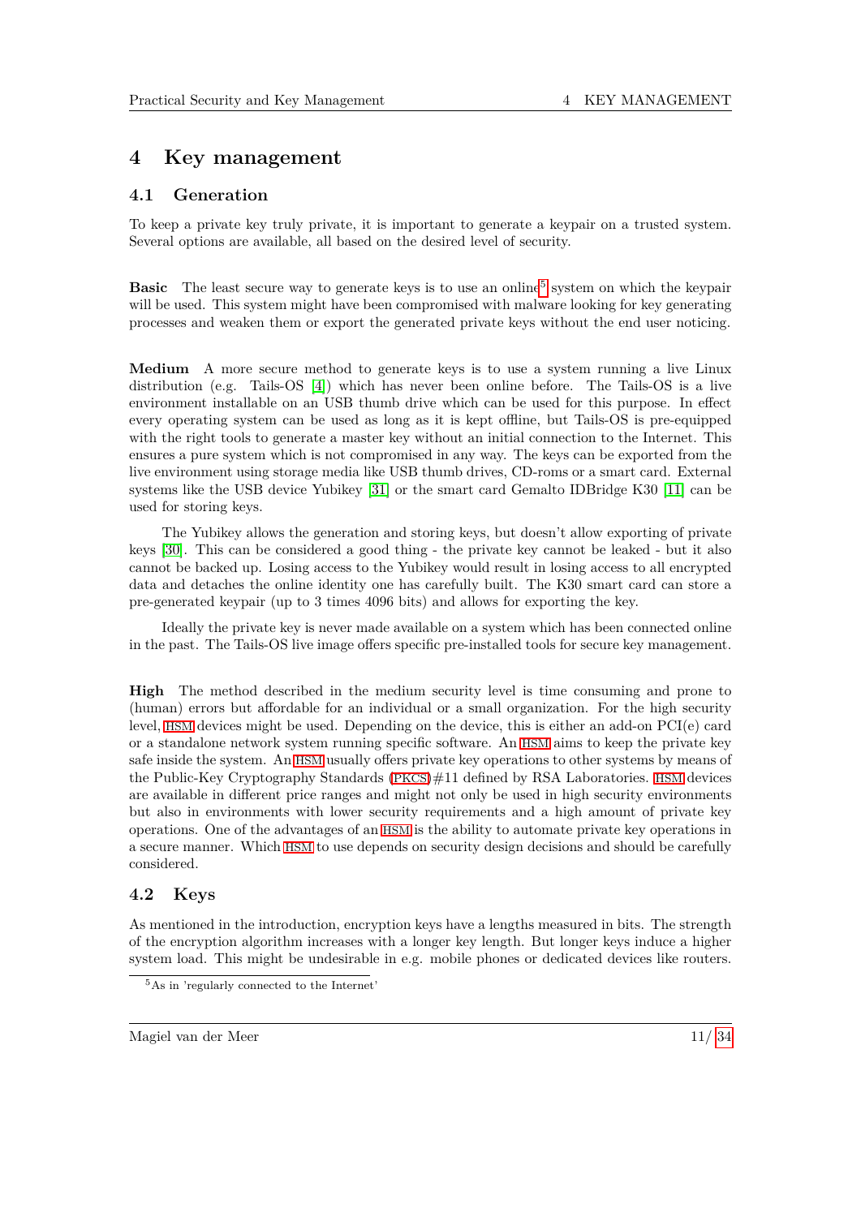# 4 Key management

## 4.1 Generation

To keep a private key truly private, it is important to generate a keypair on a trusted system. Several options are available, all based on the desired level of security.

**Basic** The least secure way to generate keys is to use an online[5] system on which the keypair will be used. This system might have been compromised with malware looking for key generating processes and weaken them or export the generated private keys without the end user noticing.

**Medium** A more secure method to generate keys is to use a system running a live Linux distribution (e.g. Tails-OS [4]) which has never been online before. The Tails-OS is a live environment installable on an USB thumb drive which can be used for this purpose. In effect every operating system can be used as long as it is kept offline, but Tails-OS is pre-equipped with the right tools to generate a master key without an initial connection to the Internet. This ensures a pure system which is not compromised in any way. The keys can be exported from the live environment using storage media like USB thumb drives, CD-roms or a smart card. External systems like the USB device Yubikey [31] or the smart card Gemalto IDBridge K30 [11] can be used for storing keys.

The Yubikey allows the generation and storing keys, but doesn't allow exporting of private keys [30]. This can be considered a good thing - the private key cannot be leaked - but it also cannot be backed up. Losing access to the Yubikey would result in losing access to all encrypted data and detaches the online identity one has carefully built. The K30 smart card can store a pre-generated keypair (up to 3 times 4096 bits) and allows for exporting the key.

Ideally the private key is never made available on a system which has been connected online in the past. The Tails-OS live image offers specific pre-installed tools for secure key management.

**High** The method described in the medium security level is time consuming and prone to (human) errors but affordable for an individual or a small organization. For the high security level, HSM devices might be used. Depending on the device, this is either an add-on PCI(e) card or a standalone network system running specific software. An HSM aims to keep the private key safe inside the system. An HSM usually offers private key operations to other systems by means of the Public-Key Cryptography Standards (PKCS)#11 defined by RSA Laboratories. HSM devices are available in different price ranges and might not only be used in high security environments but also in environments with lower security requirements and a high amount of private key operations. One of the advantages of an HSM is the ability to automate private key operations in a secure manner. Which HSM to use depends on security design decisions and should be carefully considered.

## 4.2 Keys

As mentioned in the introduction, encryption keys have a lengths measured in bits. The strength of the encryption algorithm increases with a longer key length. But longer keys induce a higher system load. This might be undesirable in e.g. mobile phones or dedicated devices like routers.

[5] As in 'regularly connected to the Internet'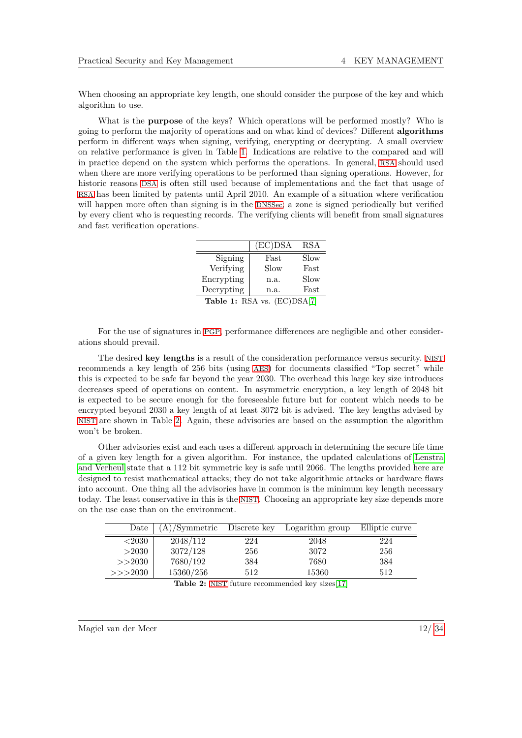When choosing an appropriate key length, one should consider the purpose of the key and which algorithm to use.

What is the **purpose** of the keys? Which operations will be performed mostly? Who is going to perform the majority of operations and on what kind of devices? Different **algorithms** perform in different ways when signing, verifying, encrypting or decrypting. A small overview on relative performance is given in Table 1. Indications are relative to the compared and will in practice depend on the system which performs the operations. In general, RSA should used when there are more verifying operations to be performed than signing operations. However, for historic reasons DSA is often still used because of implementations and the fact that usage of RSA has been limited by patents until April 2010. An example of a situation where verification will happen more often than signing is in the DNSSec: a zone is signed periodically but verified by every client who is requesting records. The verifying clients will benefit from small signatures and fast verification operations.

| | (EC)DSA | RSA |
|---|---|---|
| Signing | Fast | Slow |
| Verifying | Slow | Fast |
| Encrypting | n.a. | Slow |
| Decrypting | n.a. | Fast |

**Table 1:** RSA vs. (EC)DSA[7]

For the use of signatures in PGP, performance differences are negligible and other considerations should prevail.

The desired **key lengths** is a result of the consideration performance versus security. NIST recommends a key length of 256 bits (using AES) for documents classified "Top secret" while this is expected to be safe far beyond the year 2030. The overhead this large key size introduces decreases speed of operations on content. In asymmetric encryption, a key length of 2048 bit is expected to be secure enough for the foreseeable future but for content which needs to be encrypted beyond 2030 a key length of at least 3072 bit is advised. The key lengths advised by NIST are shown in Table 2. Again, these advisories are based on the assumption the algorithm won't be broken.

Other advisories exist and each uses a different approach in determining the secure life time of a given key length for a given algorithm. For instance, the updated calculations of Lenstra and Verheul state that a 112 bit symmetric key is safe until 2066. The lengths provided here are designed to resist mathematical attacks; they do not take algorithmic attacks or hardware flaws into account. One thing all the advisories have in common is the minimum key length necessary today. The least conservative in this is the NIST. Choosing an appropriate key size depends more on the use case than on the environment.

| Date | (A)/Symmetric | Discrete key | Logarithm group | Elliptic curve |
|---|---|---|---|---|
| <2030 | 2048/112 | 224 | 2048 | 224 |
| >2030 | 3072/128 | 256 | 3072 | 256 |
| >>2030 | 7680/192 | 384 | 7680 | 384 |
| >>>2030 | 15360/256 | 512 | 15360 | 512 |

**Table 2:** NIST future recommended key sizes[17]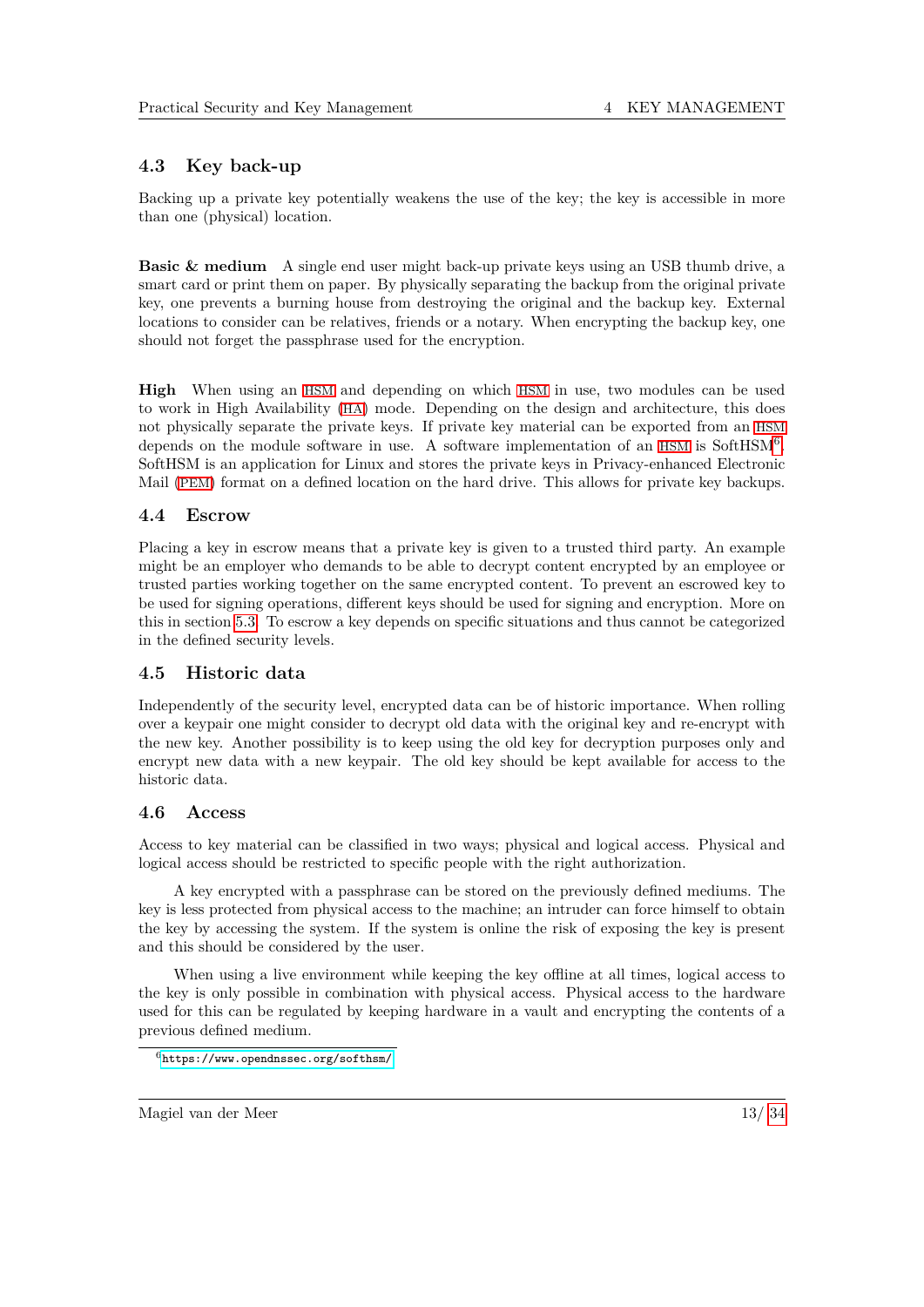## 4.3 Key back-up

Backing up a private key potentially weakens the use of the key; the key is accessible in more than one (physical) location.

**Basic & medium** A single end user might back-up private keys using an USB thumb drive, a smart card or print them on paper. By physically separating the backup from the original private key, one prevents a burning house from destroying the original and the backup key. External locations to consider can be relatives, friends or a notary. When encrypting the backup key, one should not forget the passphrase used for the encryption.

**High** When using an HSM and depending on which HSM in use, two modules can be used to work in High Availability (HA) mode. Depending on the design and architecture, this does not physically separate the private keys. If private key material can be exported from an HSM depends on the module software in use. A software implementation of an HSM is SoftHSM[6]. SoftHSM is an application for Linux and stores the private keys in Privacy-enhanced Electronic Mail (PEM) format on a defined location on the hard drive. This allows for private key backups.

## 4.4 Escrow

Placing a key in escrow means that a private key is given to a trusted third party. An example might be an employer who demands to be able to decrypt content encrypted by an employee or trusted parties working together on the same encrypted content. To prevent an escrowed key to be used for signing operations, different keys should be used for signing and encryption. More on this in section 5.3. To escrow a key depends on specific situations and thus cannot be categorized in the defined security levels.

## 4.5 Historic data

Independently of the security level, encrypted data can be of historic importance. When rolling over a keypair one might consider to decrypt old data with the original key and re-encrypt with the new key. Another possibility is to keep using the old key for decryption purposes only and encrypt new data with a new keypair. The old key should be kept available for access to the historic data.

## 4.6 Access

Access to key material can be classified in two ways; physical and logical access. Physical and logical access should be restricted to specific people with the right authorization.

A key encrypted with a passphrase can be stored on the previously defined mediums. The key is less protected from physical access to the machine; an intruder can force himself to obtain the key by accessing the system. If the system is online the risk of exposing the key is present and this should be considered by the user.

When using a live environment while keeping the key offline at all times, logical access to the key is only possible in combination with physical access. Physical access to the hardware used for this can be regulated by keeping hardware in a vault and encrypting the contents of a previous defined medium.

[6] https://www.opendnssec.org/softhsm/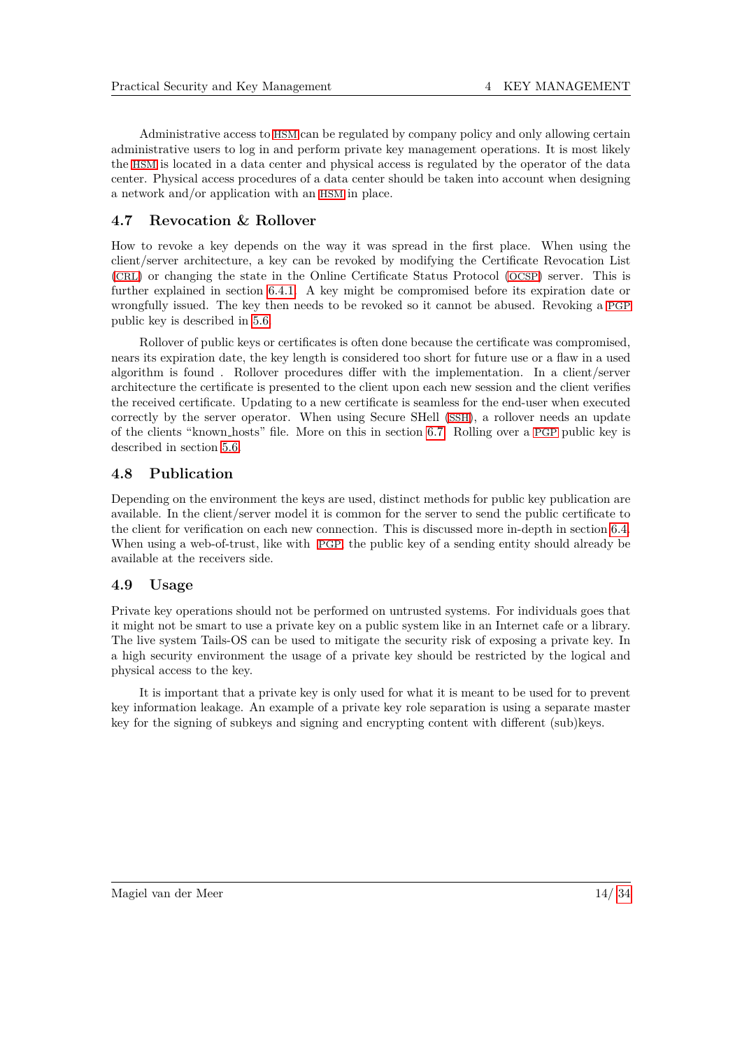Administrative access to HSM can be regulated by company policy and only allowing certain administrative users to log in and perform private key management operations. It is most likely the HSM is located in a data center and physical access is regulated by the operator of the data center. Physical access procedures of a data center should be taken into account when designing a network and/or application with an HSM in place.

### 4.7 Revocation & Rollover

How to revoke a key depends on the way it was spread in the first place. When using the client/server architecture, a key can be revoked by modifying the Certificate Revocation List (CRL) or changing the state in the Online Certificate Status Protocol (OCSP) server. This is further explained in section 6.4.1. A key might be compromised before its expiration date or wrongfully issued. The key then needs to be revoked so it cannot be abused. Revoking a PGP public key is described in 5.6.

Rollover of public keys or certificates is often done because the certificate was compromised, nears its expiration date, the key length is considered too short for future use or a flaw in a used algorithm is found . Rollover procedures differ with the implementation. In a client/server architecture the certificate is presented to the client upon each new session and the client verifies the received certificate. Updating to a new certificate is seamless for the end-user when executed correctly by the server operator. When using Secure SHell (SSH), a rollover needs an update of the clients "known_hosts" file. More on this in section 6.7. Rolling over a PGP public key is described in section 5.6.

### 4.8 Publication

Depending on the environment the keys are used, distinct methods for public key publication are available. In the client/server model it is common for the server to send the public certificate to the client for verification on each new connection. This is discussed more in-depth in section 6.4. When using a web-of-trust, like with PGP the public key of a sending entity should already be available at the receivers side.

### 4.9 Usage

Private key operations should not be performed on untrusted systems. For individuals goes that it might not be smart to use a private key on a public system like in an Internet cafe or a library. The live system Tails-OS can be used to mitigate the security risk of exposing a private key. In a high security environment the usage of a private key should be restricted by the logical and physical access to the key.

It is important that a private key is only used for what it is meant to be used for to prevent key information leakage. An example of a private key role separation is using a separate master key for the signing of subkeys and signing and encrypting content with different (sub)keys.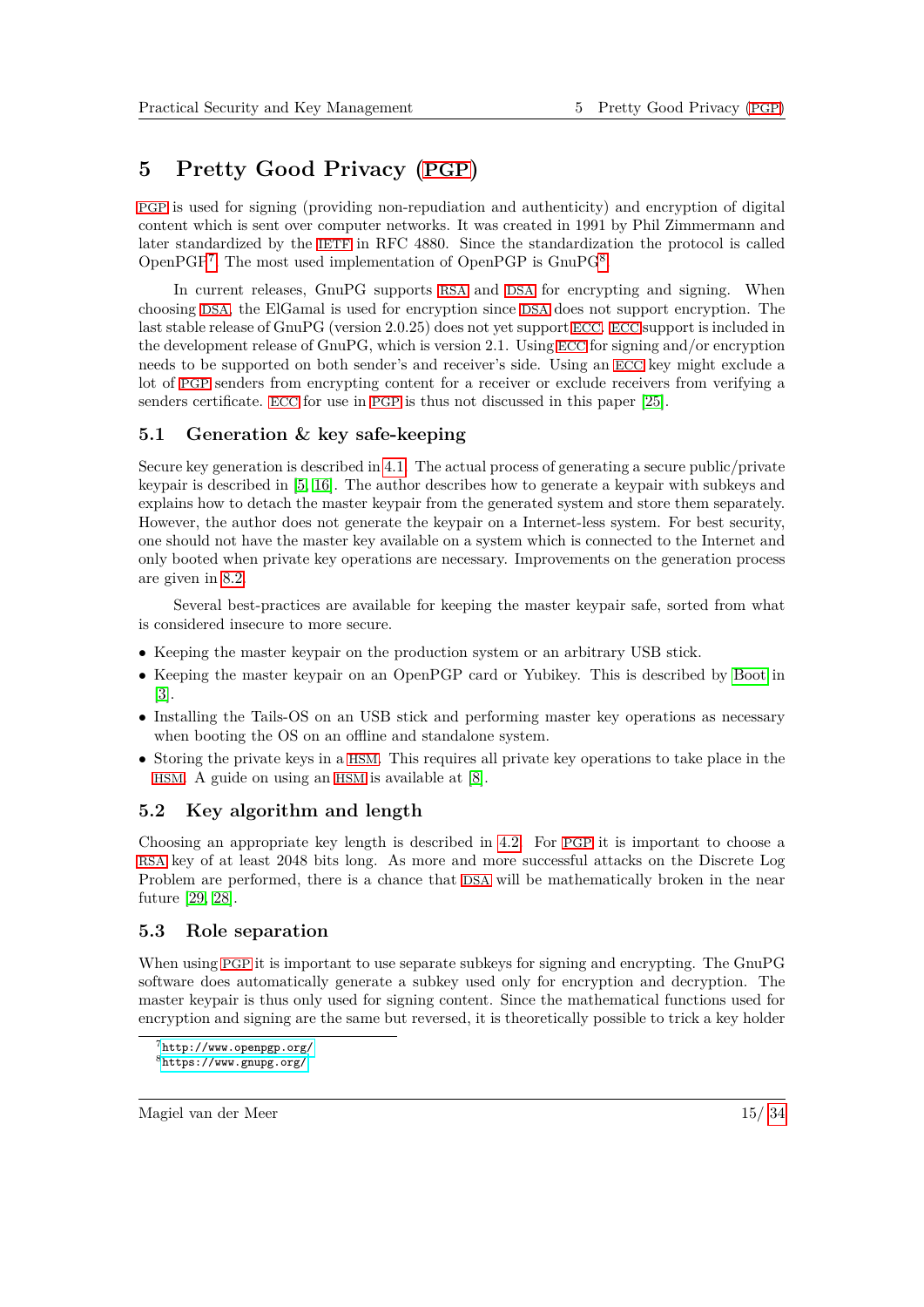# 5 Pretty Good Privacy (PGP)

PGP is used for signing (providing non-repudiation and authenticity) and encryption of digital content which is sent over computer networks. It was created in 1991 by Phil Zimmermann and later standardized by the IETF in RFC 4880. Since the standardization the protocol is called OpenPGP[7]. The most used implementation of OpenPGP is GnuPG[8].

In current releases, GnuPG supports RSA and DSA for encrypting and signing. When choosing DSA, the ElGamal is used for encryption since DSA does not support encryption. The last stable release of GnuPG (version 2.0.25) does not yet support ECC. ECC support is included in the development release of GnuPG, which is version 2.1. Using ECC for signing and/or encryption needs to be supported on both sender's and receiver's side. Using an ECC key might exclude a lot of PGP senders from encrypting content for a receiver or exclude receivers from verifying a senders certificate. ECC for use in PGP is thus not discussed in this paper [25].

## 5.1 Generation & key safe-keeping

Secure key generation is described in 4.1. The actual process of generating a secure public/private keypair is described in [5, 16]. The author describes how to generate a keypair with subkeys and explains how to detach the master keypair from the generated system and store them separately. However, the author does not generate the keypair on a Internet-less system. For best security, one should not have the master key available on a system which is connected to the Internet and only booted when private key operations are necessary. Improvements on the generation process are given in 8.2.

Several best-practices are available for keeping the master keypair safe, sorted from what is considered insecure to more secure.

- Keeping the master keypair on the production system or an arbitrary USB stick.
- Keeping the master keypair on an OpenPGP card or Yubikey. This is described by Boot in [3].
- Installing the Tails-OS on an USB stick and performing master key operations as necessary when booting the OS on an offline and standalone system.
- Storing the private keys in a HSM. This requires all private key operations to take place in the HSM. A guide on using an HSM is available at [8].

## 5.2 Key algorithm and length

Choosing an appropriate key length is described in 4.2. For PGP it is important to choose a RSA key of at least 2048 bits long. As more and more successful attacks on the Discrete Log Problem are performed, there is a chance that DSA will be mathematically broken in the near future [29, 28].

## 5.3 Role separation

When using PGP it is important to use separate subkeys for signing and encrypting. The GnuPG software does automatically generate a subkey used only for encryption and decryption. The master keypair is thus only used for signing content. Since the mathematical functions used for encryption and signing are the same but reversed, it is theoretically possible to trick a key holder

[7] http://www.openpgp.org/

[8] https://www.gnupg.org/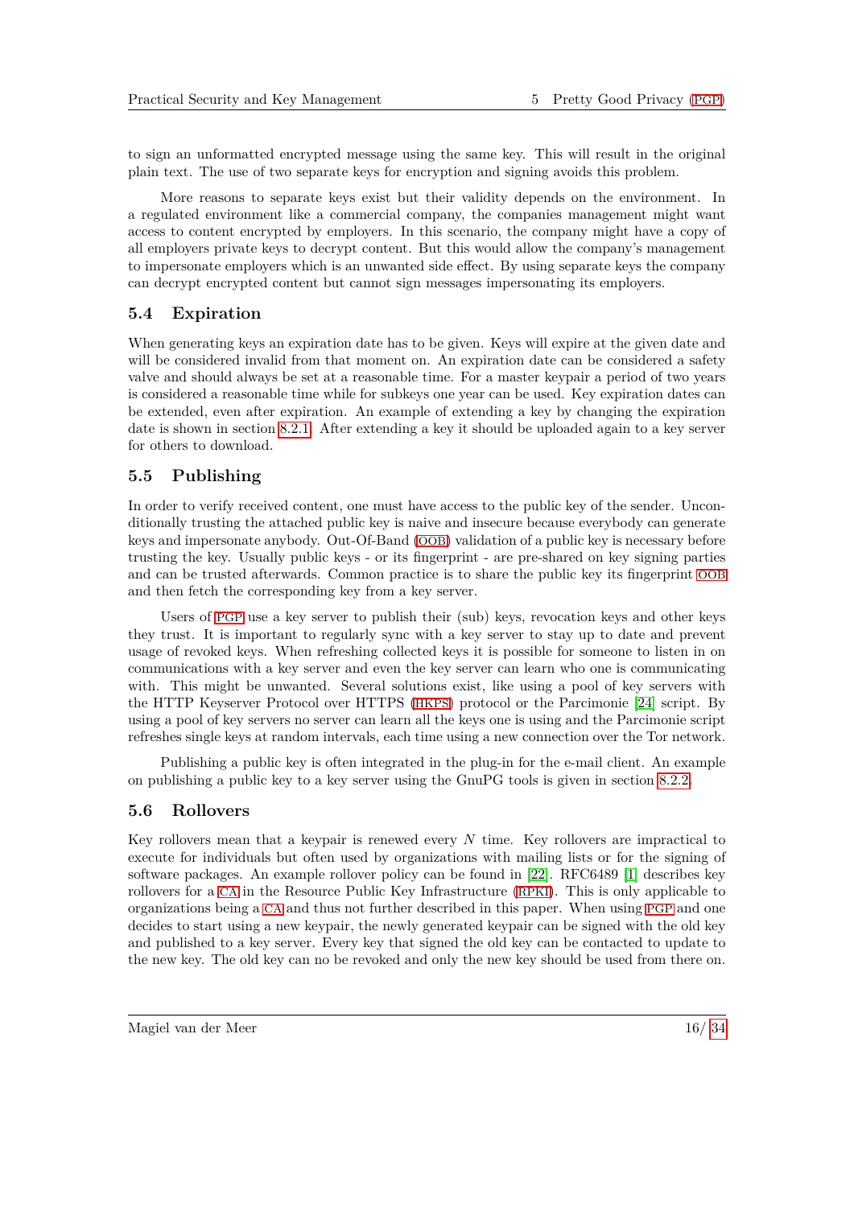to sign an unformatted encrypted message using the same key. This will result in the original plain text. The use of two separate keys for encryption and signing avoids this problem.

More reasons to separate keys exist but their validity depends on the environment. In a regulated environment like a commercial company, the companies management might want access to content encrypted by employers. In this scenario, the company might have a copy of all employers private keys to decrypt content. But this would allow the company's management to impersonate employers which is an unwanted side effect. By using separate keys the company can decrypt encrypted content but cannot sign messages impersonating its employers.

## 5.4 Expiration

When generating keys an expiration date has to be given. Keys will expire at the given date and will be considered invalid from that moment on. An expiration date can be considered a safety valve and should always be set at a reasonable time. For a master keypair a period of two years is considered a reasonable time while for subkeys one year can be used. Key expiration dates can be extended, even after expiration. An example of extending a key by changing the expiration date is shown in section 8.2.1. After extending a key it should be uploaded again to a key server for others to download.

## 5.5 Publishing

In order to verify received content, one must have access to the public key of the sender. Unconditionally trusting the attached public key is naive and insecure because everybody can generate keys and impersonate anybody. Out-Of-Band (OOB) validation of a public key is necessary before trusting the key. Usually public keys - or its fingerprint - are pre-shared on key signing parties and can be trusted afterwards. Common practice is to share the public key its fingerprint OOB and then fetch the corresponding key from a key server.

Users of PGP use a key server to publish their (sub) keys, revocation keys and other keys they trust. It is important to regularly sync with a key server to stay up to date and prevent usage of revoked keys. When refreshing collected keys it is possible for someone to listen in on communications with a key server and even the key server can learn who one is communicating with. This might be unwanted. Several solutions exist, like using a pool of key servers with the HTTP Keyserver Protocol over HTTPS (HKPS) protocol or the Parcimonie [24] script. By using a pool of key servers no server can learn all the keys one is using and the Parcimonie script refreshes single keys at random intervals, each time using a new connection over the Tor network.

Publishing a public key is often integrated in the plug-in for the e-mail client. An example on publishing a public key to a key server using the GnuPG tools is given in section 8.2.2.

## 5.6 Rollovers

Key rollovers mean that a keypair is renewed every $N$ time. Key rollovers are impractical to execute for individuals but often used by organizations with mailing lists or for the signing of software packages. An example rollover policy can be found in [22]. RFC6489 [1] describes key rollovers for a CA in the Resource Public Key Infrastructure (RPKI). This is only applicable to organizations being a CA and thus not further described in this paper. When using PGP and one decides to start using a new keypair, the newly generated keypair can be signed with the old key and published to a key server. Every key that signed the old key can be contacted to update to the new key. The old key can no be revoked and only the new key should be used from there on.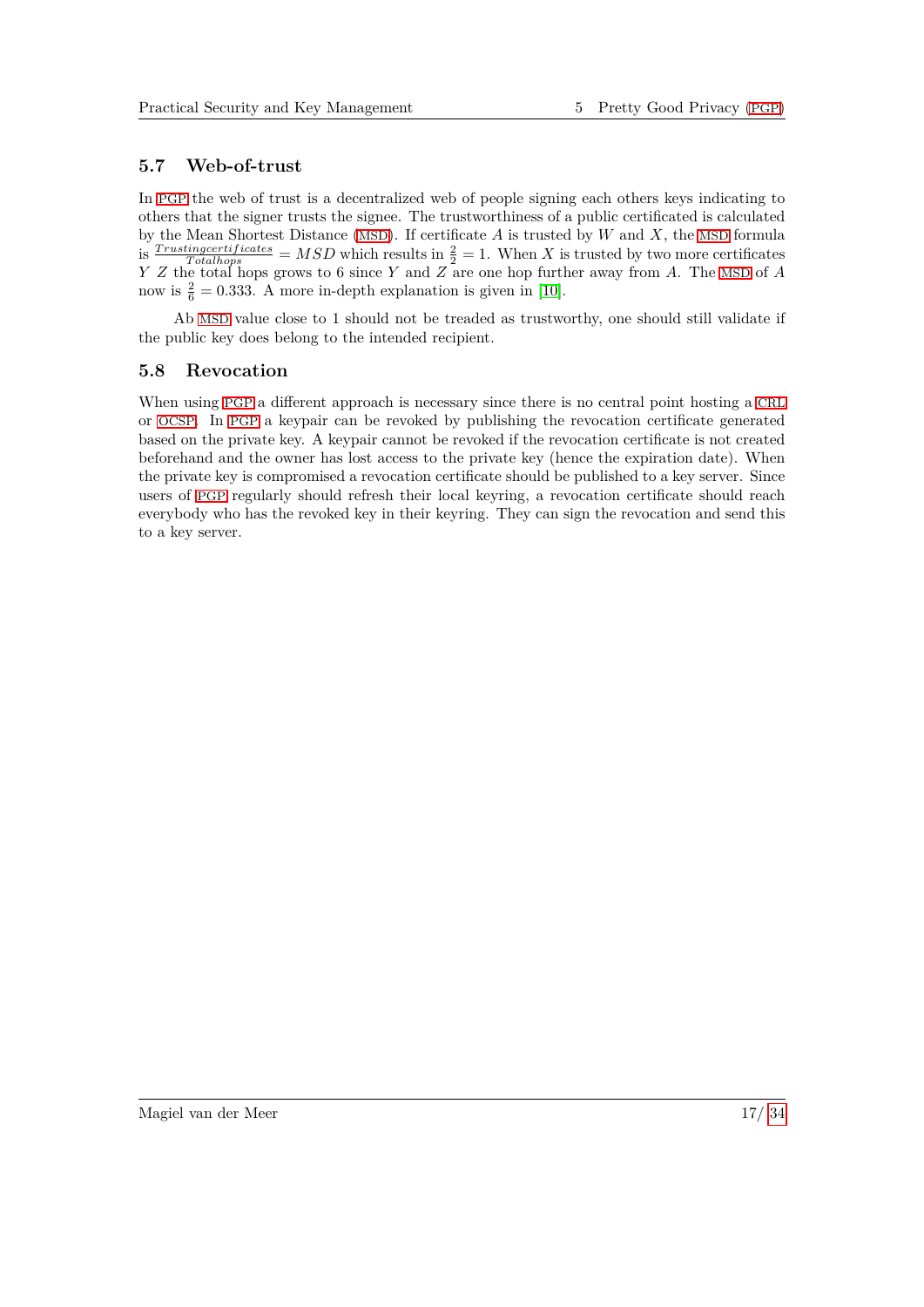## 5.7 Web-of-trust

In PGP the web of trust is a decentralized web of people signing each others keys indicating to others that the signer trusts the signee. The trustworthiness of a public certificated is calculated by the Mean Shortest Distance (MSD). If certificate $A$ is trusted by $W$ and $X$, the MSD formula is $\frac{Trustingcertificates}{Totalhops} = MSD$ which results in $\frac{2}{2} = 1$. When $X$ is trusted by two more certificates $Y$ $Z$ the total hops grows to 6 since $Y$ and $Z$ are one hop further away from $A$. The MSD of $A$ now is $\frac{2}{6} = 0.333$. A more in-depth explanation is given in [10].

Ab MSD value close to 1 should not be treaded as trustworthy, one should still validate if the public key does belong to the intended recipient.

## 5.8 Revocation

When using PGP a different approach is necessary since there is no central point hosting a CRL or OCSP. In PGP a keypair can be revoked by publishing the revocation certificate generated based on the private key. A keypair cannot be revoked if the revocation certificate is not created beforehand and the owner has lost access to the private key (hence the expiration date). When the private key is compromised a revocation certificate should be published to a key server. Since users of PGP regularly should refresh their local keyring, a revocation certificate should reach everybody who has the revoked key in their keyring. They can sign the revocation and send this to a key server.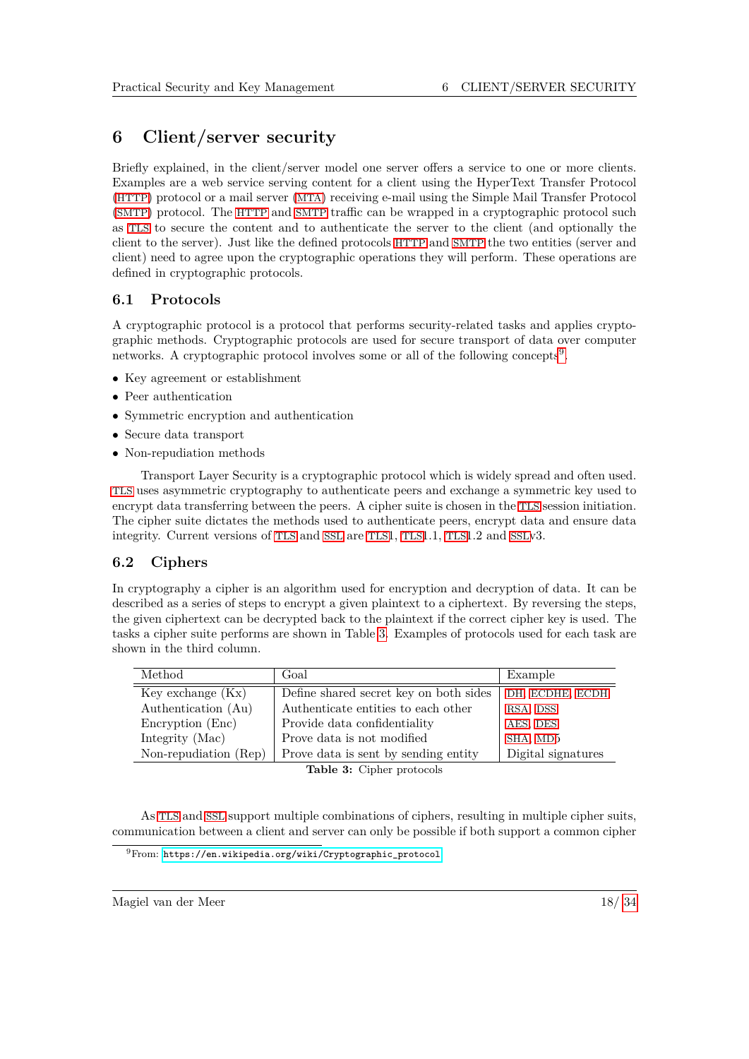# 6 Client/server security

Briefly explained, in the client/server model one server offers a service to one or more clients. Examples are a web service serving content for a client using the HyperText Transfer Protocol (HTTP) protocol or a mail server (MTA) receiving e-mail using the Simple Mail Transfer Protocol (SMTP) protocol. The HTTP and SMTP traffic can be wrapped in a cryptographic protocol such as TLS to secure the content and to authenticate the server to the client (and optionally the client to the server). Just like the defined protocols HTTP and SMTP the two entities (server and client) need to agree upon the cryptographic operations they will perform. These operations are defined in cryptographic protocols.

## 6.1 Protocols

A cryptographic protocol is a protocol that performs security-related tasks and applies cryptographic methods. Cryptographic protocols are used for secure transport of data over computer networks. A cryptographic protocol involves some or all of the following concepts[9].

- Key agreement or establishment
- Peer authentication
- Symmetric encryption and authentication
- Secure data transport
- Non-repudiation methods

Transport Layer Security is a cryptographic protocol which is widely spread and often used. TLS uses asymmetric cryptography to authenticate peers and exchange a symmetric key used to encrypt data transferring between the peers. A cipher suite is chosen in the TLS session initiation. The cipher suite dictates the methods used to authenticate peers, encrypt data and ensure data integrity. Current versions of TLS and SSL are TLS1, TLS1.1, TLS1.2 and SSLv3.

## 6.2 Ciphers

In cryptography a cipher is an algorithm used for encryption and decryption of data. It can be described as a series of steps to encrypt a given plaintext to a ciphertext. By reversing the steps, the given ciphertext can be decrypted back to the plaintext if the correct cipher key is used. The tasks a cipher suite performs are shown in Table 3. Examples of protocols used for each task are shown in the third column.

| Method | Goal | Example |
|---|---|---|
| Key exchange (Kx) | Define shared secret key on both sides | DH, ECDHE, ECDH |
| Authentication (Au) | Authenticate entities to each other | RSA, DSS |
| Encryption (Enc) | Provide data confidentiality | AES, DES |
| Integrity (Mac) | Prove data is not modified | SHA, MD5 |
| Non-repudiation (Rep) | Prove data is sent by sending entity | Digital signatures |

**Table 3:** Cipher protocols

As TLS and SSL support multiple combinations of ciphers, resulting in multiple cipher suits, communication between a client and server can only be possible if both support a common cipher

[9] From: https://en.wikipedia.org/wiki/Cryptographic_protocol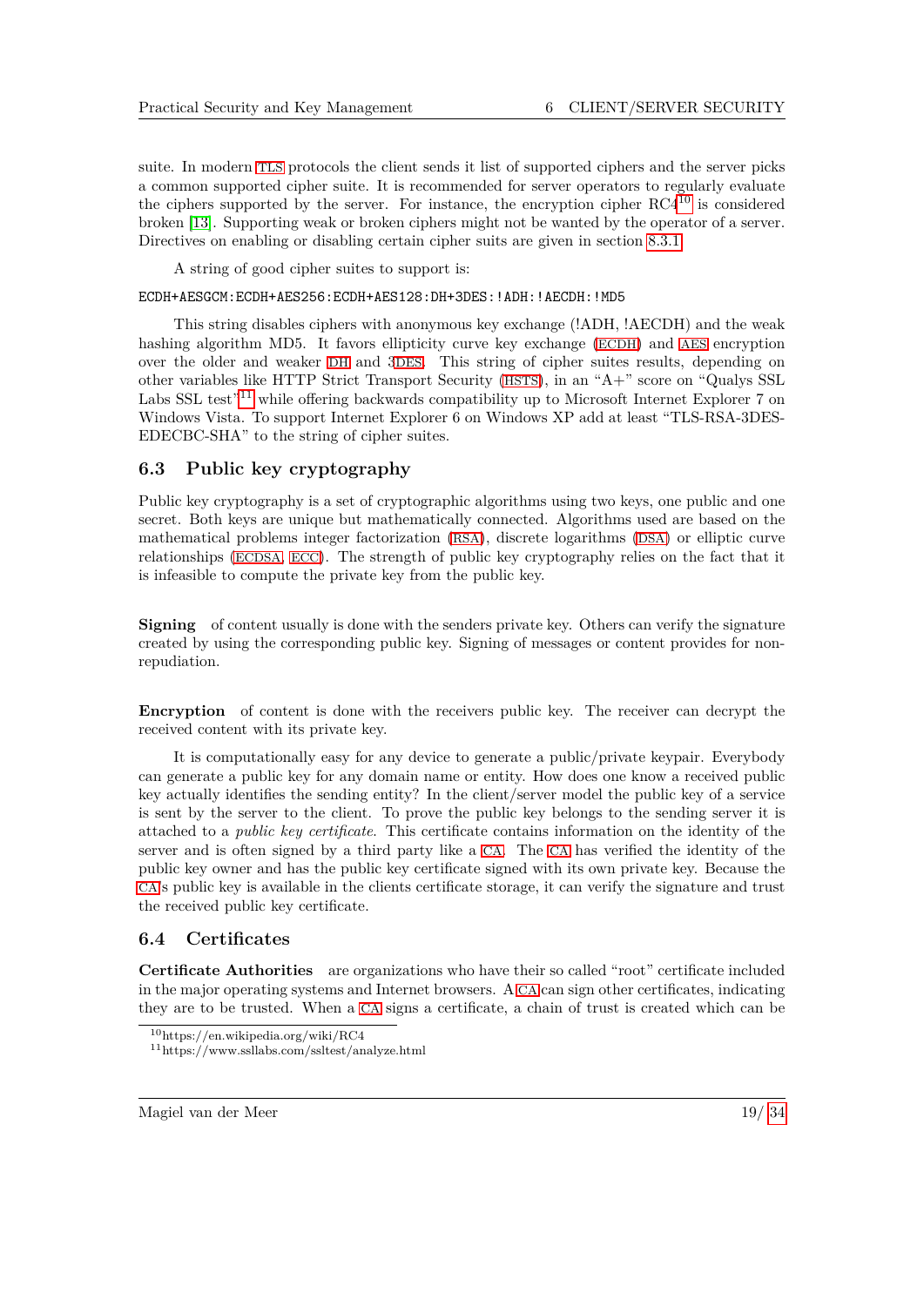suite. In modern TLS protocols the client sends it list of supported ciphers and the server picks a common supported cipher suite. It is recommended for server operators to regularly evaluate the ciphers supported by the server. For instance, the encryption cipher RC4[10] is considered broken [13]. Supporting weak or broken ciphers might not be wanted by the operator of a server. Directives on enabling or disabling certain cipher suits are given in section 8.3.1.

A string of good cipher suites to support is:

```
ECDH+AESGCM:ECDH+AES256:ECDH+AES128:DH+3DES:!ADH:!AECDH:!MD5
```

This string disables ciphers with anonymous key exchange (!ADH, !AECDH) and the weak hashing algorithm MD5. It favors ellipticity curve key exchange (ECDH) and AES encryption over the older and weaker DH and 3DES. This string of cipher suites results, depending on other variables like HTTP Strict Transport Security (HSTS), in an "A+" score on "Qualys SSL Labs SSL test"[11] while offering backwards compatibility up to Microsoft Internet Explorer 7 on Windows Vista. To support Internet Explorer 6 on Windows XP add at least "TLS-RSA-3DES-EDECBC-SHA" to the string of cipher suites.

## 6.3 Public key cryptography

Public key cryptography is a set of cryptographic algorithms using two keys, one public and one secret. Both keys are unique but mathematically connected. Algorithms used are based on the mathematical problems integer factorization (RSA), discrete logarithms (DSA) or elliptic curve relationships (ECDSA, ECC). The strength of public key cryptography relies on the fact that it is infeasible to compute the private key from the public key.

**Signing** of content usually is done with the senders private key. Others can verify the signature created by using the corresponding public key. Signing of messages or content provides for non-repudiation.

**Encryption** of content is done with the receivers public key. The receiver can decrypt the received content with its private key.

It is computationally easy for any device to generate a public/private keypair. Everybody can generate a public key for any domain name or entity. How does one know a received public key actually identifies the sending entity? In the client/server model the public key of a service is sent by the server to the client. To prove the public key belongs to the sending server it is attached to a *public key certificate*. This certificate contains information on the identity of the server and is often signed by a third party like a CA. The CA has verified the identity of the public key owner and has the public key certificate signed with its own private key. Because the CAs public key is available in the clients certificate storage, it can verify the signature and trust the received public key certificate.

## 6.4 Certificates

**Certificate Authorities** are organizations who have their so called "root" certificate included in the major operating systems and Internet browsers. A CA can sign other certificates, indicating they are to be trusted. When a CA signs a certificate, a chain of trust is created which can be

[10] https://en.wikipedia.org/wiki/RC4

[11] https://www.ssllabs.com/ssltest/analyze.html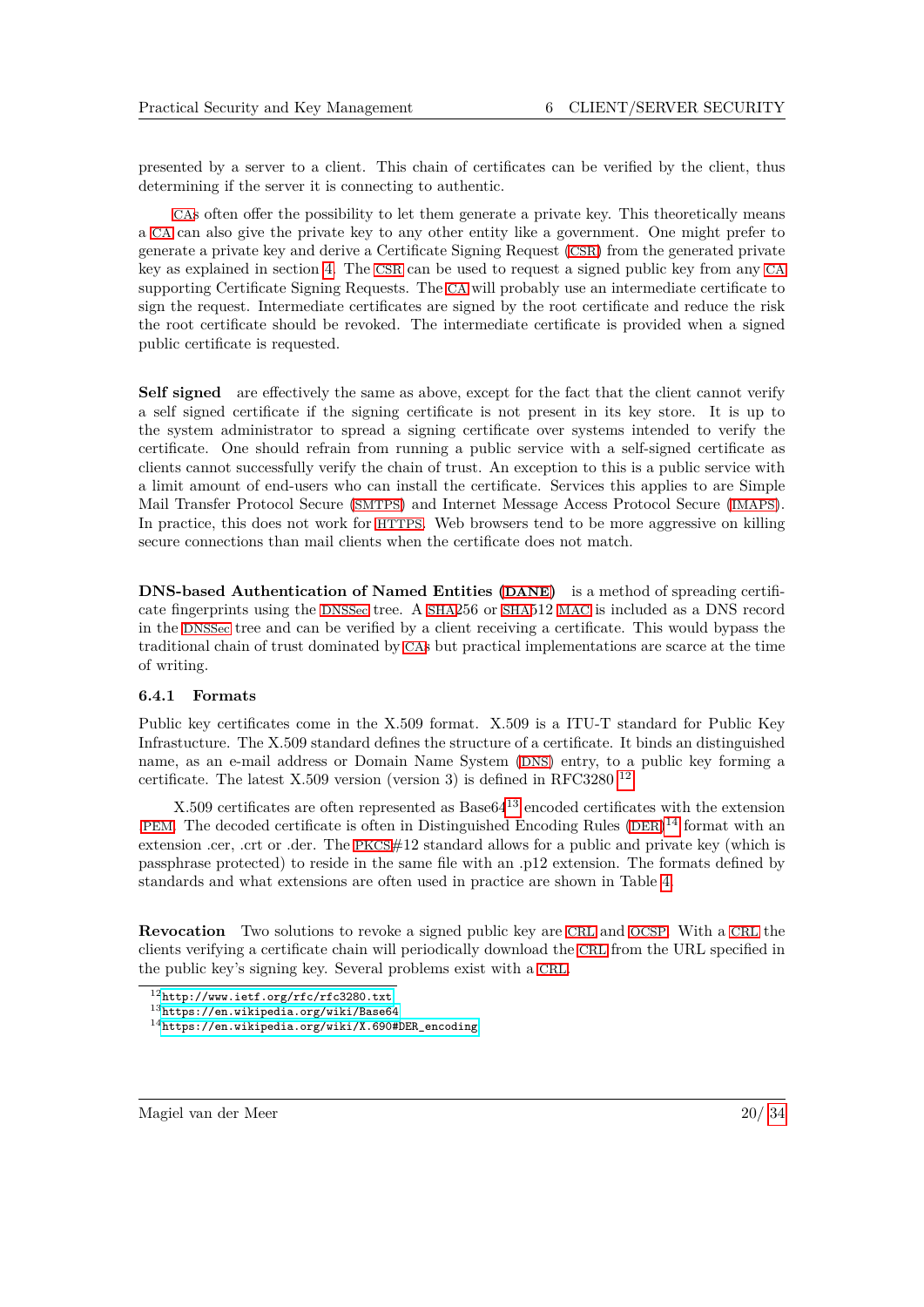presented by a server to a client. This chain of certificates can be verified by the client, thus determining if the server it is connecting to authentic.

CAs often offer the possibility to let them generate a private key. This theoretically means a CA can also give the private key to any other entity like a government. One might prefer to generate a private key and derive a Certificate Signing Request (CSR) from the generated private key as explained in section 4. The CSR can be used to request a signed public key from any CA supporting Certificate Signing Requests. The CA will probably use an intermediate certificate to sign the request. Intermediate certificates are signed by the root certificate and reduce the risk the root certificate should be revoked. The intermediate certificate is provided when a signed public certificate is requested.

**Self signed** are effectively the same as above, except for the fact that the client cannot verify a self signed certificate if the signing certificate is not present in its key store. It is up to the system administrator to spread a signing certificate over systems intended to verify the certificate. One should refrain from running a public service with a self-signed certificate as clients cannot successfully verify the chain of trust. An exception to this is a public service with a limit amount of end-users who can install the certificate. Services this applies to are Simple Mail Transfer Protocol Secure (SMTPS) and Internet Message Access Protocol Secure (IMAPS). In practice, this does not work for HTTPS. Web browsers tend to be more aggressive on killing secure connections than mail clients when the certificate does not match.

**DNS-based Authentication of Named Entities (DANE)** is a method of spreading certificate fingerprints using the DNSSec tree. A SHA256 or SHA512 MAC is included as a DNS record in the DNSSec tree and can be verified by a client receiving a certificate. This would bypass the traditional chain of trust dominated by CAs but practical implementations are scarce at the time of writing.

### 6.4.1 Formats

Public key certificates come in the X.509 format. X.509 is a ITU-T standard for Public Key Infrastucture. The X.509 standard defines the structure of a certificate. It binds an distinguished name, as an e-mail address or Domain Name System (DNS) entry, to a public key forming a certificate. The latest X.509 version (version 3) is defined in RFC3280.[12]

X.509 certificates are often represented as Base64[13] encoded certificates with the extension PEM. The decoded certificate is often in Distinguished Encoding Rules (DER)[14] format with an extension .cer, .crt or .der. The PKCS#12 standard allows for a public and private key (which is passphrase protected) to reside in the same file with an .p12 extension. The formats defined by standards and what extensions are often used in practice are shown in Table 4.

**Revocation** Two solutions to revoke a signed public key are CRL and OCSP. With a CRL the clients verifying a certificate chain will periodically download the CRL from the URL specified in the public key's signing key. Several problems exist with a CRL.

---

[12] http://www.ietf.org/rfc/rfc3280.txt

[13] https://en.wikipedia.org/wiki/Base64

[14] https://en.wikipedia.org/wiki/X.690#DER_encoding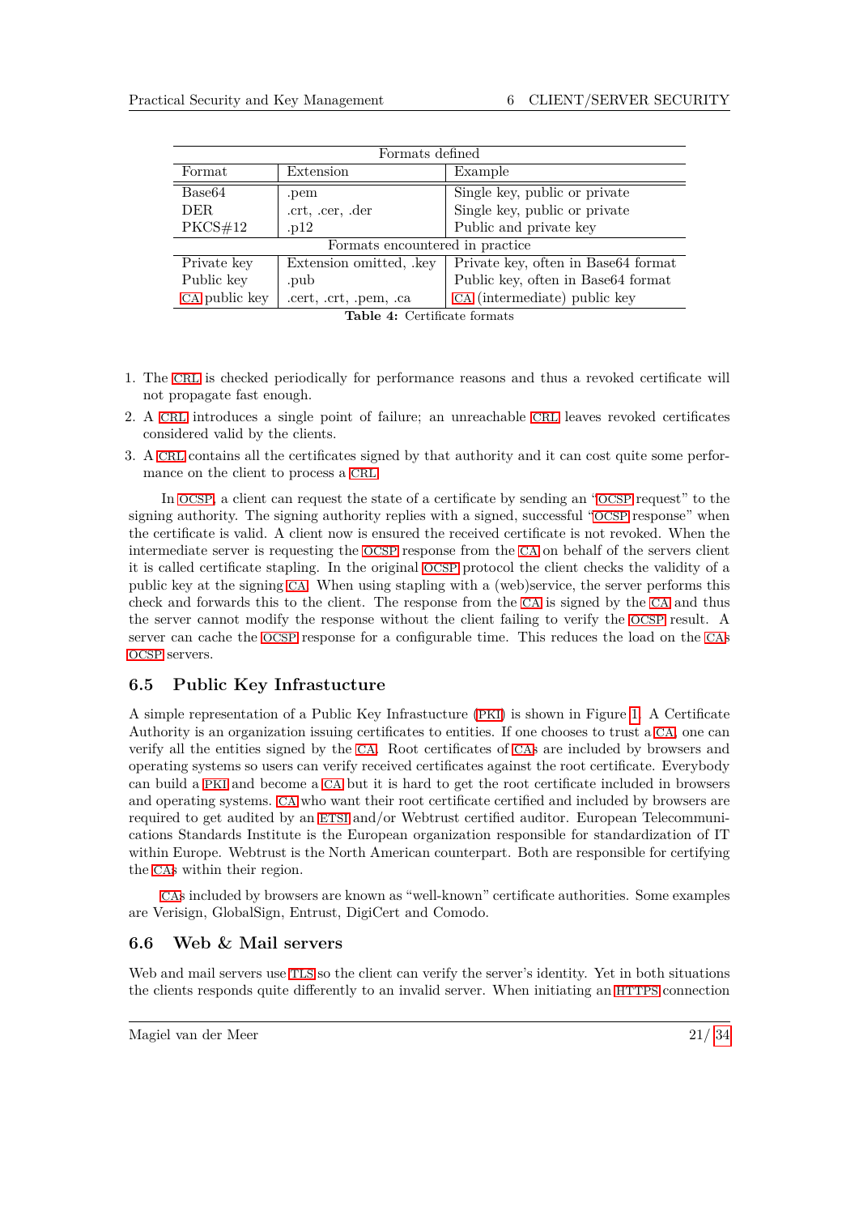| Formats defined | | |
|---|---|---|
| Format | Extension | Example |
| Base64 | .pem | Single key, public or private |
| DER | .crt, .cer, .der | Single key, public or private |
| PKCS#12 | .p12 | Public and private key |
| Formats encountered in practice | | |
| Private key | Extension omitted, .key | Private key, often in Base64 format |
| Public key | .pub | Public key, often in Base64 format |
| CA public key | .cert, .crt, .pem, .ca | CA (intermediate) public key |

**Table 4:** Certificate formats

1. The CRL is checked periodically for performance reasons and thus a revoked certificate will not propagate fast enough.
2. A CRL introduces a single point of failure; an unreachable CRL leaves revoked certificates considered valid by the clients.
3. A CRL contains all the certificates signed by that authority and it can cost quite some performance on the client to process a CRL.

In OCSP, a client can request the state of a certificate by sending an "OCSP request" to the signing authority. The signing authority replies with a signed, successful "OCSP response" when the certificate is valid. A client now is ensured the received certificate is not revoked. When the intermediate server is requesting the OCSP response from the CA on behalf of the servers client it is called certificate stapling. In the original OCSP protocol the client checks the validity of a public key at the signing CA. When using stapling with a (web)service, the server performs this check and forwards this to the client. The response from the CA is signed by the CA and thus the server cannot modify the response without the client failing to verify the OCSP result. A server can cache the OCSP response for a configurable time. This reduces the load on the CAs OCSP servers.

## 6.5 Public Key Infrastucture

A simple representation of a Public Key Infrastucture (PKI) is shown in Figure 1. A Certificate Authority is an organization issuing certificates to entities. If one chooses to trust a CA, one can verify all the entities signed by the CA. Root certificates of CAs are included by browsers and operating systems so users can verify received certificates against the root certificate. Everybody can build a PKI and become a CA but it is hard to get the root certificate included in browsers and operating systems. CA who want their root certificate certified and included by browsers are required to get audited by an ETSI and/or Webtrust certified auditor. European Telecommunications Standards Institute is the European organization responsible for standardization of IT within Europe. Webtrust is the North American counterpart. Both are responsible for certifying the CAs within their region.

CAs included by browsers are known as "well-known" certificate authorities. Some examples are Verisign, GlobalSign, Entrust, DigiCert and Comodo.

## 6.6 Web & Mail servers

Web and mail servers use TLS so the client can verify the server's identity. Yet in both situations the clients responds quite differently to an invalid server. When initiating an HTTPS connection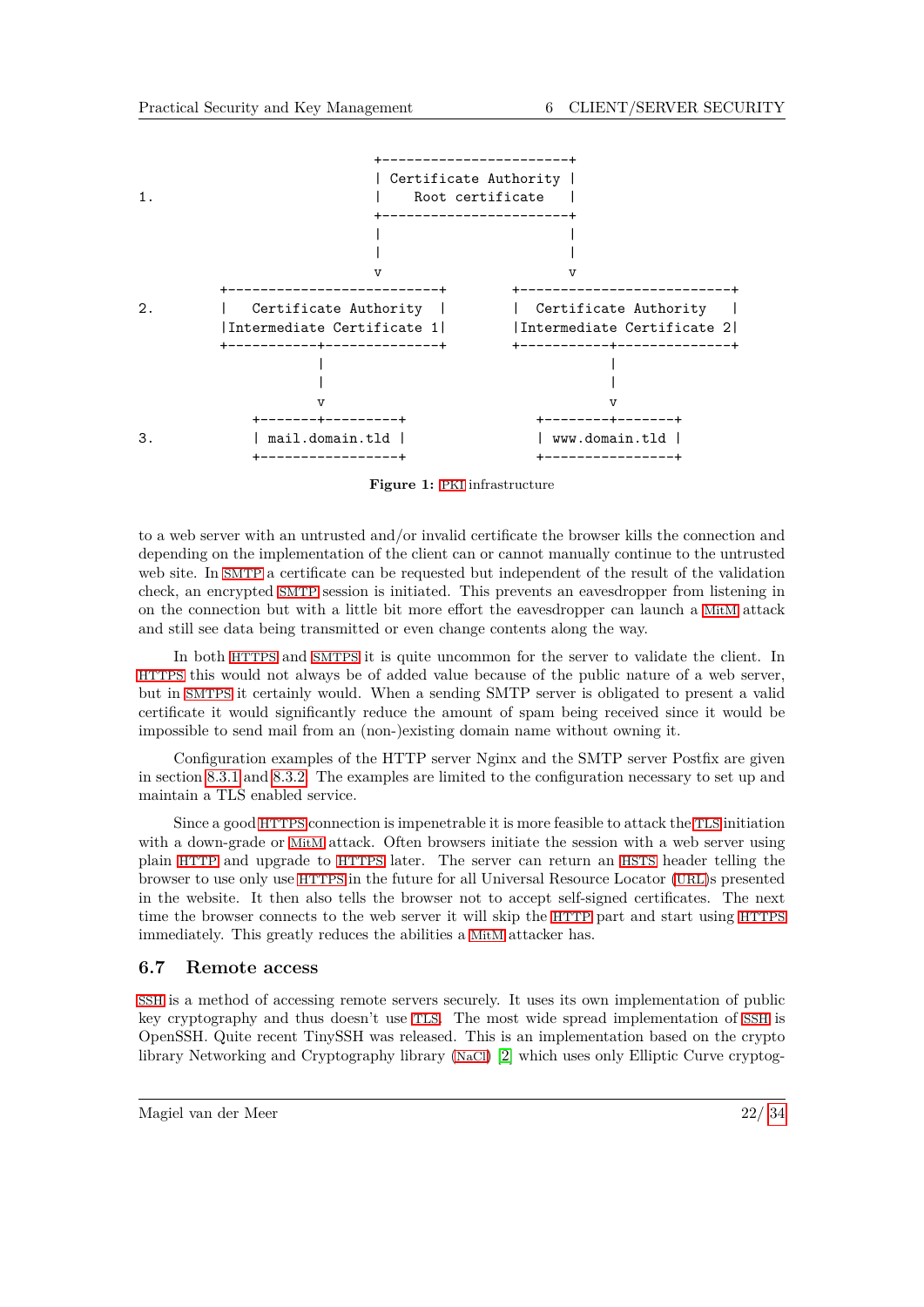```
                                  +----------------------+
                                  | Certificate Authority |
1.                                |    Root certificate   |
                                  +----------------------+
                                  |                      |
                                  |                      |
                                  v                      v
                   +-------------------------+    +-------------------------+
2.                 |   Certificate Authority  |    |  Certificate Authority   |
                   |Intermediate Certificate 1|    |Intermediate Certificate 2|
                   +-----------+-------------+    +-----------+-------------+
                               |                              |
                               |                              |
                               v                              v
                      +-------+---------+            +--------+-------+
3.                    | mail.domain.tld |            | www.domain.tld |
                      +-----------------+            +----------------+
```

**Figure 1:** PKI infrastructure

to a web server with an untrusted and/or invalid certificate the browser kills the connection and depending on the implementation of the client can or cannot manually continue to the untrusted web site. In SMTP a certificate can be requested but independent of the result of the validation check, an encrypted SMTP session is initiated. This prevents an eavesdropper from listening in on the connection but with a little bit more effort the eavesdropper can launch a MitM attack and still see data being transmitted or even change contents along the way.

In both HTTPS and SMTPS it is quite uncommon for the server to validate the client. In HTTPS this would not always be of added value because of the public nature of a web server, but in SMTPS it certainly would. When a sending SMTP server is obligated to present a valid certificate it would significantly reduce the amount of spam being received since it would be impossible to send mail from an (non-)existing domain name without owning it.

Configuration examples of the HTTP server Nginx and the SMTP server Postfix are given in section 8.3.1 and 8.3.2. The examples are limited to the configuration necessary to set up and maintain a TLS enabled service.

Since a good HTTPS connection is impenetrable it is more feasible to attack the TLS initiation with a down-grade or MitM attack. Often browsers initiate the session with a web server using plain HTTP and upgrade to HTTPS later. The server can return an HSTS header telling the browser to use only use HTTPS in the future for all Universal Resource Locator (URL)s presented in the website. It then also tells the browser not to accept self-signed certificates. The next time the browser connects to the web server it will skip the HTTP part and start using HTTPS immediately. This greatly reduces the abilities a MitM attacker has.

## 6.7 Remote access

SSH is a method of accessing remote servers securely. It uses its own implementation of public key cryptography and thus doesn't use TLS. The most wide spread implementation of SSH is OpenSSH. Quite recent TinySSH was released. This is an implementation based on the crypto library Networking and Cryptography library (NaCl) [2] which uses only Elliptic Curve cryptog-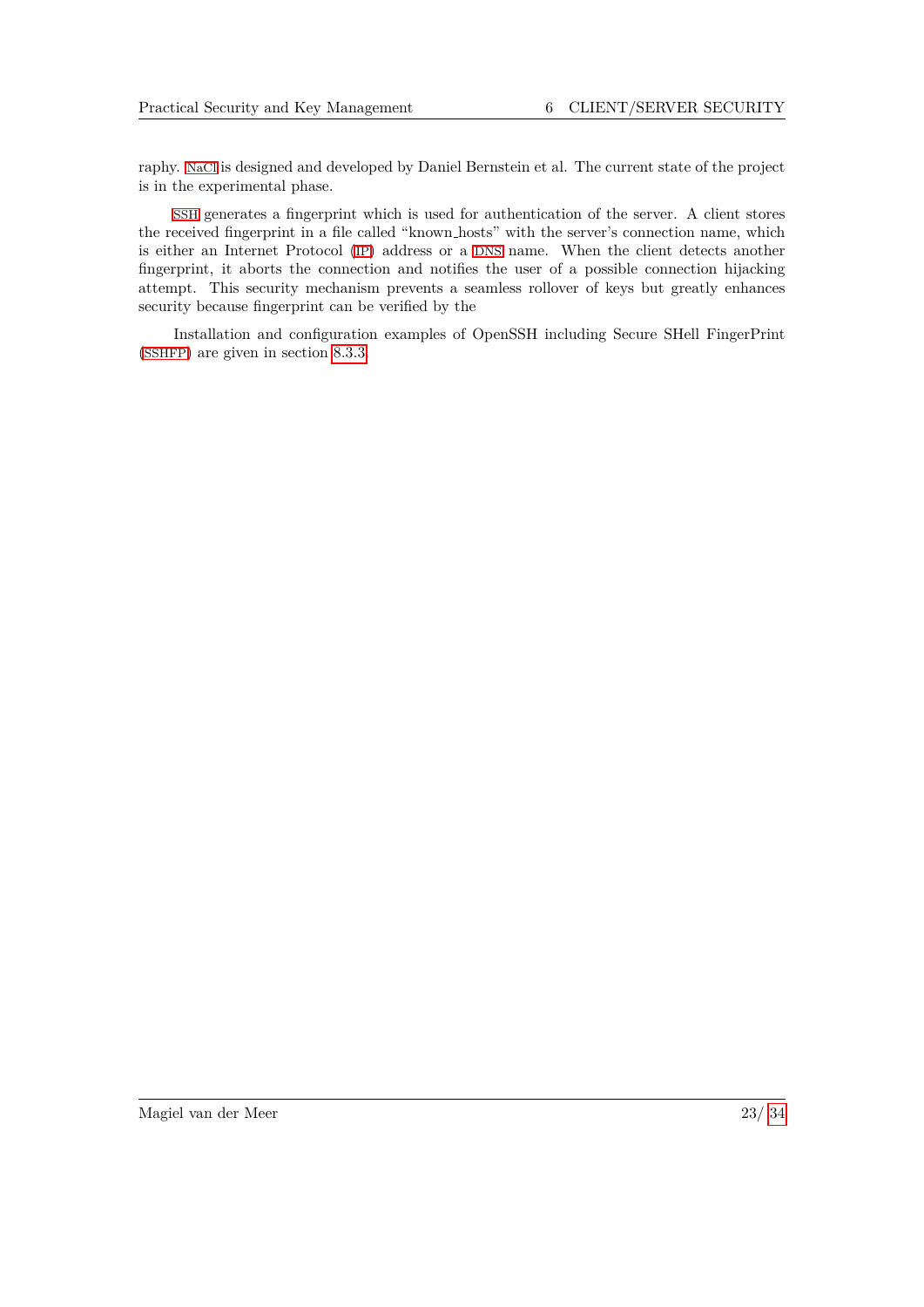raphy. NaCl is designed and developed by Daniel Bernstein et al. The current state of the project is in the experimental phase.

SSH generates a fingerprint which is used for authentication of the server. A client stores the received fingerprint in a file called "known_hosts" with the server's connection name, which is either an Internet Protocol (IP) address or a DNS name. When the client detects another fingerprint, it aborts the connection and notifies the user of a possible connection hijacking attempt. This security mechanism prevents a seamless rollover of keys but greatly enhances security because fingerprint can be verified by the

Installation and configuration examples of OpenSSH including Secure SHell FingerPrint (SSHFP) are given in section 8.3.3.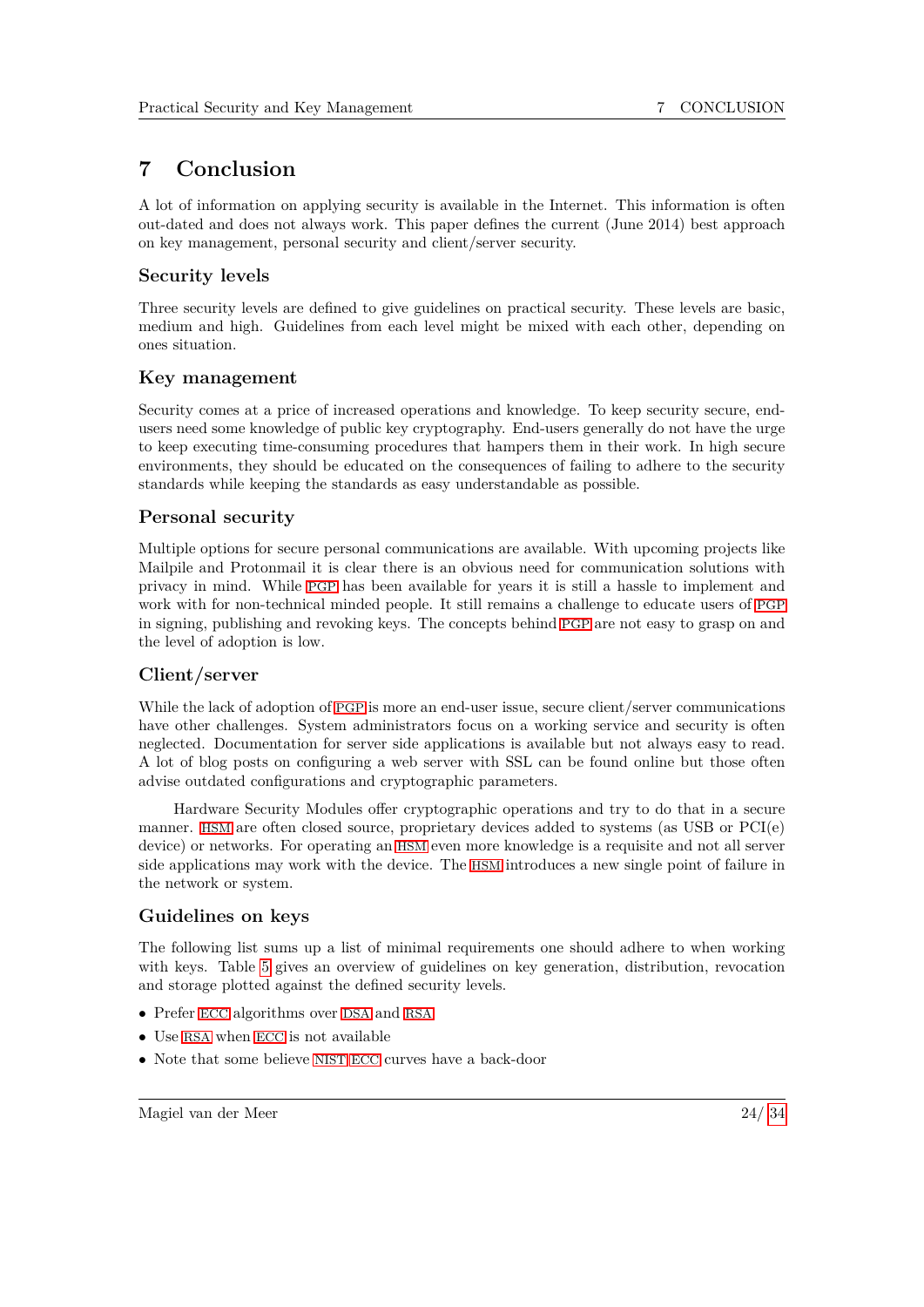# 7 Conclusion

A lot of information on applying security is available in the Internet. This information is often out-dated and does not always work. This paper defines the current (June 2014) best approach on key management, personal security and client/server security.

## Security levels

Three security levels are defined to give guidelines on practical security. These levels are basic, medium and high. Guidelines from each level might be mixed with each other, depending on ones situation.

## Key management

Security comes at a price of increased operations and knowledge. To keep security secure, end-users need some knowledge of public key cryptography. End-users generally do not have the urge to keep executing time-consuming procedures that hampers them in their work. In high secure environments, they should be educated on the consequences of failing to adhere to the security standards while keeping the standards as easy understandable as possible.

## Personal security

Multiple options for secure personal communications are available. With upcoming projects like Mailpile and Protonmail it is clear there is an obvious need for communication solutions with privacy in mind. While PGP has been available for years it is still a hassle to implement and work with for non-technical minded people. It still remains a challenge to educate users of PGP in signing, publishing and revoking keys. The concepts behind PGP are not easy to grasp on and the level of adoption is low.

## Client/server

While the lack of adoption of PGP is more an end-user issue, secure client/server communications have other challenges. System administrators focus on a working service and security is often neglected. Documentation for server side applications is available but not always easy to read. A lot of blog posts on configuring a web server with SSL can be found online but those often advise outdated configurations and cryptographic parameters.

Hardware Security Modules offer cryptographic operations and try to do that in a secure manner. HSM are often closed source, proprietary devices added to systems (as USB or PCI(e) device) or networks. For operating an HSM even more knowledge is a requisite and not all server side applications may work with the device. The HSM introduces a new single point of failure in the network or system.

## Guidelines on keys

The following list sums up a list of minimal requirements one should adhere to when working with keys. Table 5 gives an overview of guidelines on key generation, distribution, revocation and storage plotted against the defined security levels.

- Prefer ECC algorithms over DSA and RSA
- Use RSA when ECC is not available
- Note that some believe NIST ECC curves have a back-door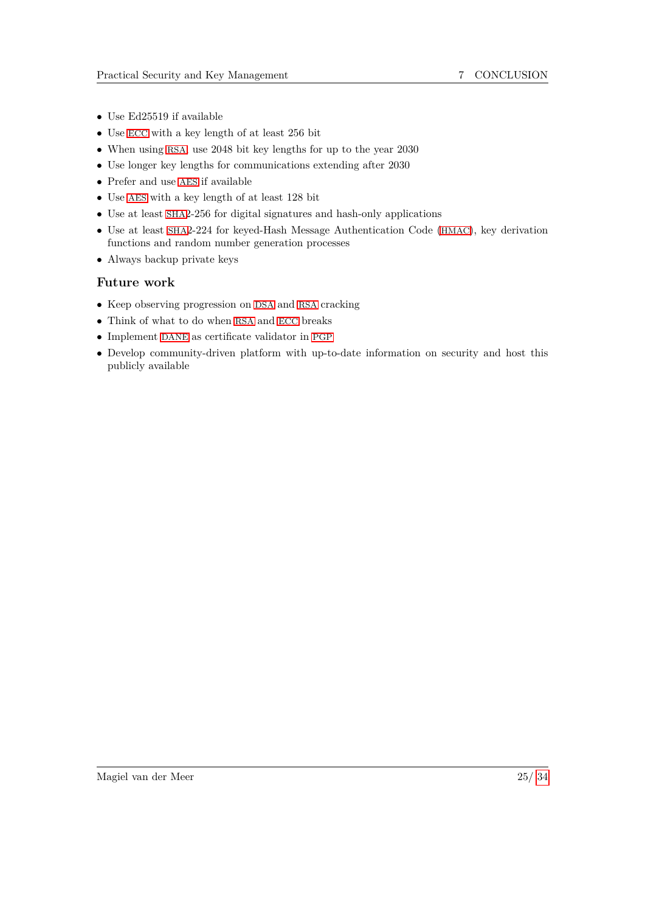- Use Ed25519 if available
- Use ECC with a key length of at least 256 bit
- When using RSA use 2048 bit key lengths for up to the year 2030
- Use longer key lengths for communications extending after 2030
- Prefer and use AES if available
- Use AES with a key length of at least 128 bit
- Use at least SHA2-256 for digital signatures and hash-only applications
- Use at least SHA2-224 for keyed-Hash Message Authentication Code (HMAC), key derivation functions and random number generation processes
- Always backup private keys

### Future work

- Keep observing progression on DSA and RSA cracking
- Think of what to do when RSA and ECC breaks
- Implement DANE as certificate validator in PGP
- Develop community-driven platform with up-to-date information on security and host this publicly available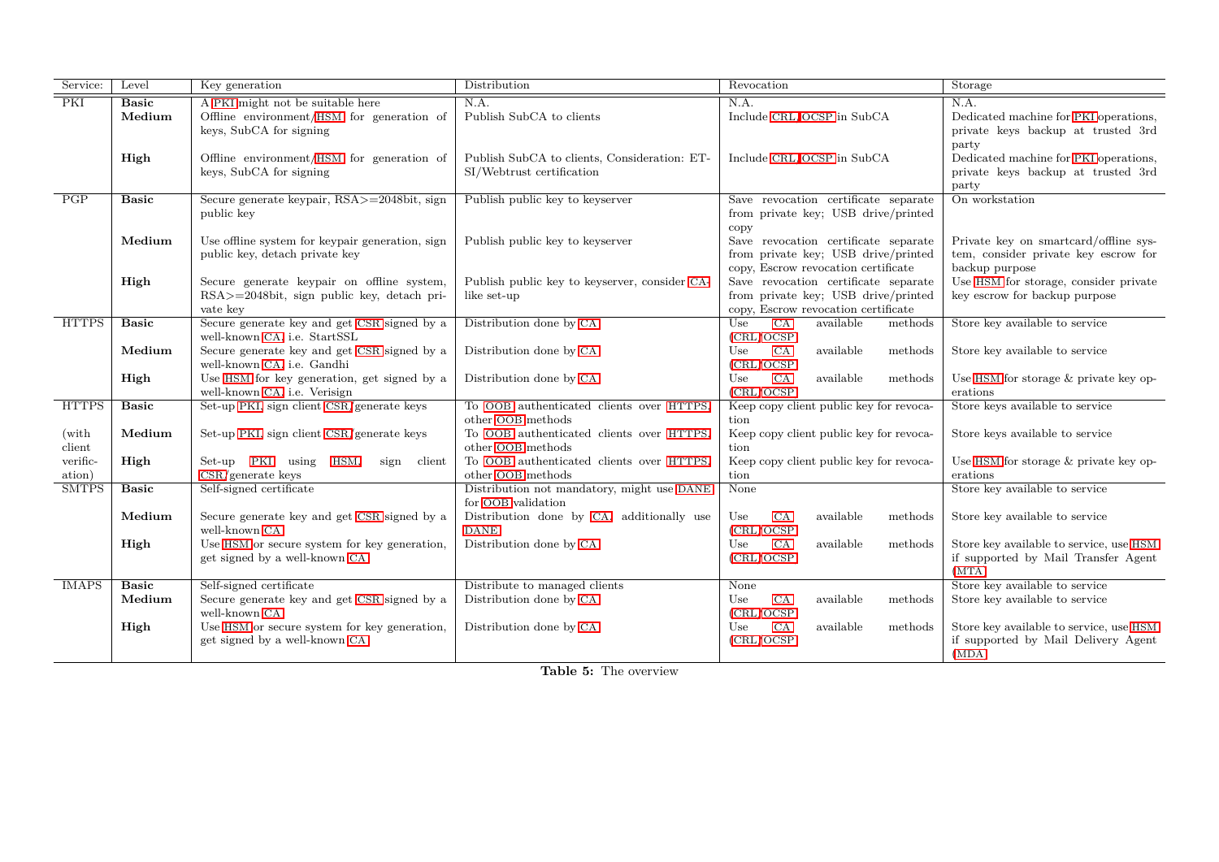| Service: | Level | Key generation | Distribution | Revocation | Storage |
|---|---|---|---|---|---|
| PKI | **Basic** | A PKI might not be suitable here | N.A. | N.A. | N.A. |
| | **Medium** | Offline environment/HSM for generation of keys, SubCA for signing | Publish SubCA to clients | Include CRL/OCSP in SubCA | Dedicated machine for PKI operations, private keys backup at trusted 3rd party |
| | **High** | Offline environment/HSM for generation of keys, SubCA for signing | Publish SubCA to clients, Consideration: ETSI/Webtrust certification | Include CRL/OCSP in SubCA | Dedicated machine for PKI operations, private keys backup at trusted 3rd party |
| PGP | **Basic** | Secure generate keypair, RSA>=2048bit, sign public key | Publish public key to keyserver | Save revocation certificate separate from private key; USB drive/printed copy | On workstation |
| | **Medium** | Use offline system for keypair generation, sign public key, detach private key | Publish public key to keyserver | Save revocation certificate separate from private key; USB drive/printed copy, Escrow revocation certificate | Private key on smartcard/offline system, consider private key escrow for backup purpose |
| | **High** | Secure generate keypair on offline system, RSA>=2048bit, sign public key, detach private key | Publish public key to keyserver, consider CA-like set-up | Save revocation certificate separate from private key; USB drive/printed copy, Escrow revocation certificate | Use HSM for storage, consider private key escrow for backup purpose |
| HTTPS | **Basic** | Secure generate key and get CSR signed by a well-known CA, i.e. StartSSL | Distribution done by CA | Use CA available methods (CRL/OCSP) | Store key available to service |
| | **Medium** | Secure generate key and get CSR signed by a well-known CA, i.e. Gandhi | Distribution done by CA | Use CA available methods (CRL/OCSP) | Store key available to service |
| | **High** | Use HSM for key generation, get signed by a well-known CA, i.e. Verisign | Distribution done by CA | Use CA available methods (CRL/OCSP) | Use HSM for storage & private key operations |
| HTTPS (with client verification) | **Basic** | Set-up PKI, sign client CSR/generate keys | To OOB authenticated clients over HTTPS, other OOB methods | Keep copy client public key for revocation | Store keys available to service |
| | **Medium** | Set-up PKI, sign client CSR/generate keys | To OOB authenticated clients over HTTPS, other OOB methods | Keep copy client public key for revocation | Store keys available to service |
| | **High** | Set-up PKI using HSM, sign client CSR/generate keys | To OOB authenticated clients over HTTPS, other OOB methods | Keep copy client public key for revocation | Use HSM for storage & private key operations |
| SMTPS | **Basic** | Self-signed certificate | Distribution not mandatory, might use DANE for OOB validation | None | Store key available to service |
| | **Medium** | Secure generate key and get CSR signed by a well-known CA | Distribution done by CA, additionally use DANE | Use CA available methods (CRL/OCSP) | Store key available to service |
| | **High** | Use HSM or secure system for key generation, get signed by a well-known CA | Distribution done by CA | Use CA available methods (CRL/OCSP) | Store key available to service, use HSM if supported by Mail Transfer Agent (MTA) |
| IMAPS | **Basic** | Self-signed certificate | Distribute to managed clients | None | Store key available to service |
| | **Medium** | Secure generate key and get CSR signed by a well-known CA | Distribution done by CA | Use CA available methods (CRL/OCSP) | Store key available to service |
| | **High** | Use HSM or secure system for key generation, get signed by a well-known CA | Distribution done by CA | Use CA available methods (CRL/OCSP) | Store key available to service, use HSM if supported by Mail Delivery Agent (MDA) |

**Table 5:** The overview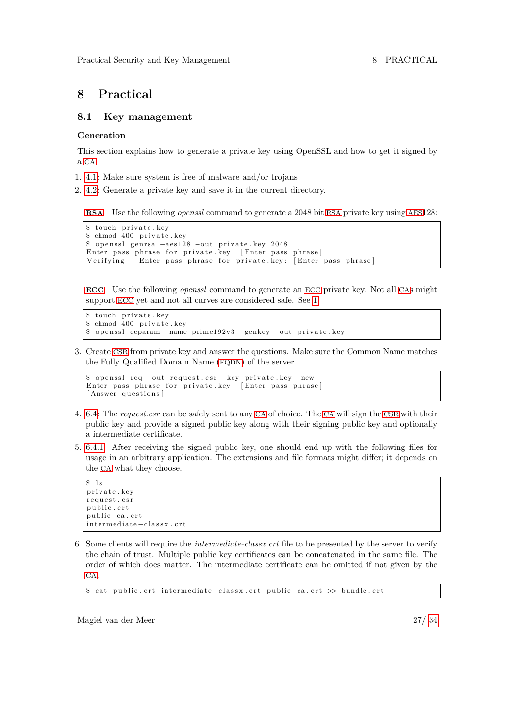# 8 Practical

## 8.1 Key management

### Generation

This section explains how to generate a private key using OpenSSL and how to get it signed by a CA.

1. 4.1: Make sure system is free of malware and/or trojans
2. 4.2: Generate a private key and save it in the current directory.

   **RSA** Use the following *openssl* command to generate a 2048 bit RSA private key using AES128:

   ```
   $ touch private.key
   $ chmod 400 private.key
   $ openssl genrsa -aes128 -out private.key 2048
   Enter pass phrase for private.key: [Enter pass phrase]
   Verifying - Enter pass phrase for private.key: [Enter pass phrase]
   ```

   **ECC** Use the following *openssl* command to generate an ECC private key. Not all CAs might support ECC yet and not all curves are considered safe. See 1.

   ```
   $ touch private.key
   $ chmod 400 private.key
   $ openssl ecparam -name prime192v3 -genkey -out private.key
   ```

3. Create CSR from private key and answer the questions. Make sure the Common Name matches the Fully Qualified Domain Name (FQDN) of the server.

   ```
   $ openssl req -out request.csr -key private.key -new
   Enter pass phrase for private.key: [Enter pass phrase]
   [Answer questions]
   ```

4. 6.4: The *request.csr* can be safely sent to any CA of choice. The CA will sign the CSR with their public key and provide a signed public key along with their signing public key and optionally a intermediate certificate.
5. 6.4.1: After receiving the signed public key, one should end up with the following files for usage in an arbitrary application. The extensions and file formats might differ; it depends on the CA what they choose.

   ```
   $ ls
   private.key
   request.csr
   public.crt
   public-ca.crt
   intermediate-classx.crt
   ```

6. Some clients will require the *intermediate-classx.crt* file to be presented by the server to verify the chain of trust. Multiple public key certificates can be concatenated in the same file. The order of which does matter. The intermediate certificate can be omitted if not given by the CA.

   ```
   $ cat public.crt intermediate-classx.crt public-ca.crt >> bundle.crt
   ```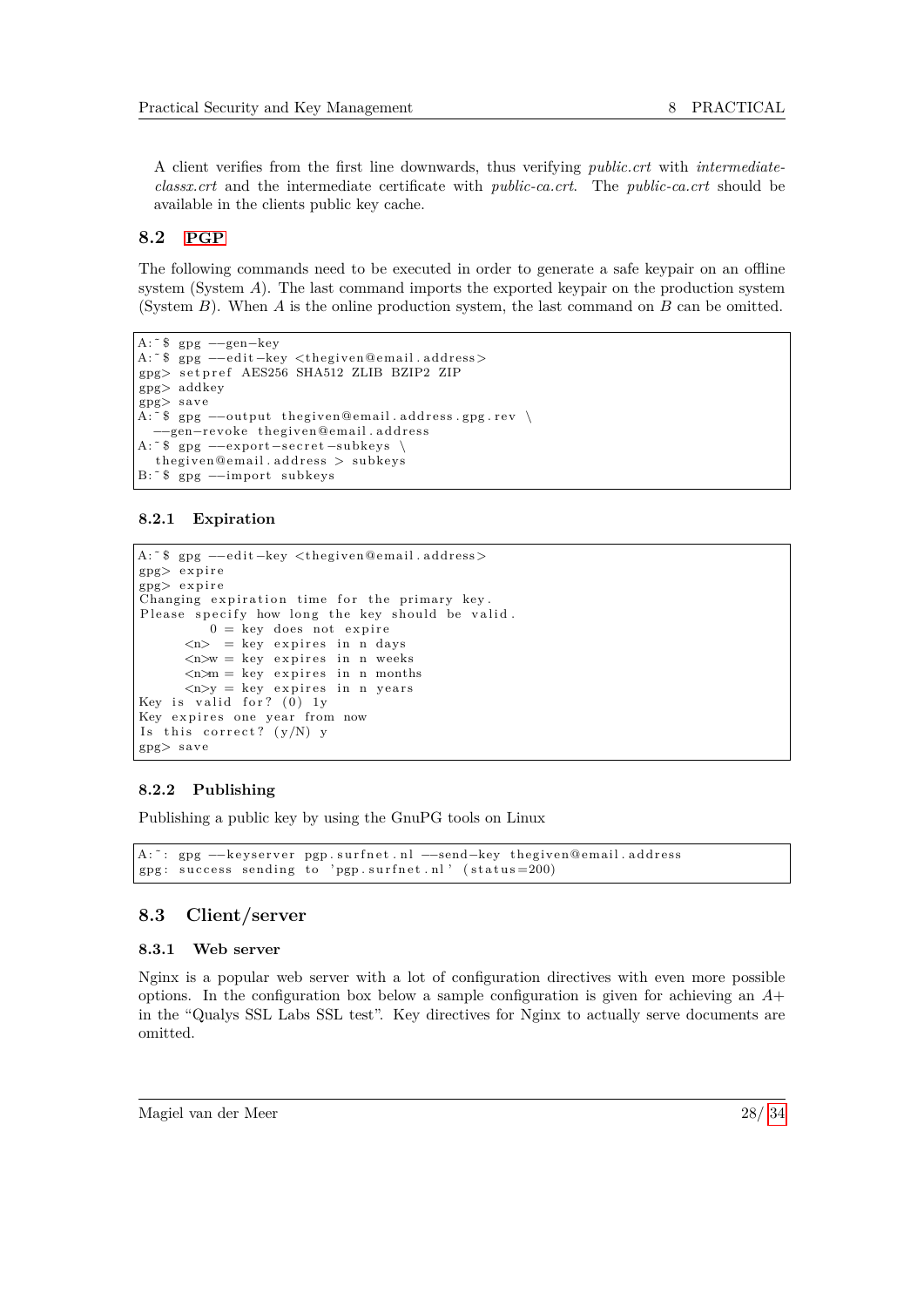A client verifies from the first line downwards, thus verifying *public.crt* with *intermediate-classx.crt* and the intermediate certificate with *public-ca.crt*. The *public-ca.crt* should be available in the clients public key cache.

## 8.2 PGP

The following commands need to be executed in order to generate a safe keypair on an offline system (System *A*). The last command imports the exported keypair on the production system (System *B*). When *A* is the online production system, the last command on *B* can be omitted.

```
A:~$ gpg --gen-key
A:~$ gpg --edit-key <thegiven@email.address>
gpg> setpref AES256 SHA512 ZLIB BZIP2 ZIP
gpg> addkey
gpg> save
A:~$ gpg --output thegiven@email.address.gpg.rev \
  --gen-revoke thegiven@email.address
A:~$ gpg --export-secret-subkeys \
  thegiven@email.address > subkeys
B:~$ gpg --import subkeys
```

### 8.2.1 Expiration

```
A:~$ gpg --edit-key <thegiven@email.address>
gpg> expire
gpg> expire
Changing expiration time for the primary key.
Please specify how long the key should be valid.
         0 = key does not expire
      <n>  = key expires in n days
      <n>w = key expires in n weeks
      <n>m = key expires in n months
      <n>y = key expires in n years
Key is valid for? (0) 1y
Key expires one year from now
Is this correct? (y/N) y
gpg> save
```

### 8.2.2 Publishing

Publishing a public key by using the GnuPG tools on Linux

```
A:~: gpg --keyserver pgp.surfnet.nl --send-key thegiven@email.address
gpg: success sending to 'pgp.surfnet.nl' (status=200)
```

## 8.3 Client/server

### 8.3.1 Web server

Nginx is a popular web server with a lot of configuration directives with even more possible options. In the configuration box below a sample configuration is given for achieving an *A+* in the "Qualys SSL Labs SSL test". Key directives for Nginx to actually serve documents are omitted.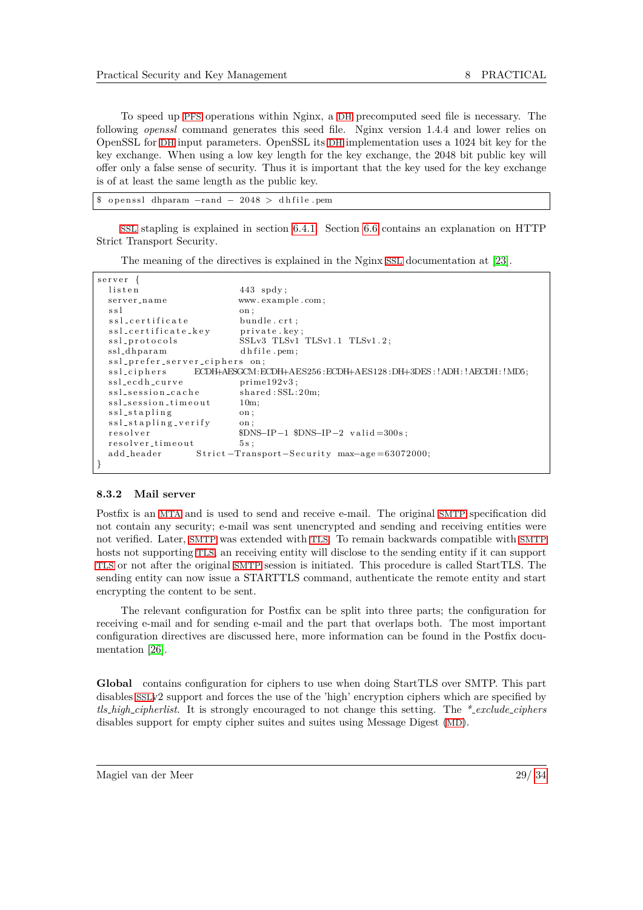To speed up PFS operations within Nginx, a DH precomputed seed file is necessary. The following *openssl* command generates this seed file. Nginx version 1.4.4 and lower relies on OpenSSL for DH input parameters. OpenSSL its DH implementation uses a 1024 bit key for the key exchange. When using a low key length for the key exchange, the 2048 bit public key will offer only a false sense of security. Thus it is important that the key used for the key exchange is of at least the same length as the public key.

```
$ openssl dhparam -rand - 2048 > dhfile.pem
```

SSL stapling is explained in section 6.4.1. Section 6.6 contains an explanation on HTTP Strict Transport Security.

The meaning of the directives is explained in the Nginx SSL documentation at [23].

```
server {
  listen                    443 spdy;
  server_name               www.example.com;
  ssl                       on;
  ssl_certificate           bundle.crt;
  ssl_certificate_key       private.key;
  ssl_protocols             SSLv3 TLSv1 TLSv1.1 TLSv1.2;
  ssl_dhparam               dhfile.pem;
  ssl_prefer_server_ciphers on;
  ssl_ciphers       ECDH+AESGCM:ECDH+AES256:ECDH+AES128:DH+3DES:!ADH:!AECDH:!MD5;
  ssl_ecdh_curve            prime192v3;
  ssl_session_cache         shared:SSL:20m;
  ssl_session_timeout       10m;
  ssl_stapling              on;
  ssl_stapling_verify       on;
  resolver                  $DNS-IP-1 $DNS-IP-2 valid=300s;
  resolver_timeout          5s;
  add_header        Strict-Transport-Security max-age=63072000;
}
```

### 8.3.2 Mail server

Postfix is an MTA and is used to send and receive e-mail. The original SMTP specification did not contain any security; e-mail was sent unencrypted and sending and receiving entities were not verified. Later, SMTP was extended with TLS. To remain backwards compatible with SMTP hosts not supporting TLS, an receiving entity will disclose to the sending entity if it can support TLS or not after the original SMTP session is initiated. This procedure is called StartTLS. The sending entity can now issue a STARTTLS command, authenticate the remote entity and start encrypting the content to be sent.

The relevant configuration for Postfix can be split into three parts; the configuration for receiving e-mail and for sending e-mail and the part that overlaps both. The most important configuration directives are discussed here, more information can be found in the Postfix documentation [26].

**Global** contains configuration for ciphers to use when doing StartTLS over SMTP. This part disables SSLv2 support and forces the use of the 'high' encryption ciphers which are specified by *tls_high_cipherlist*. It is strongly encouraged to not change this setting. The *\*_exclude_ciphers* disables support for empty cipher suites and suites using Message Digest (MD).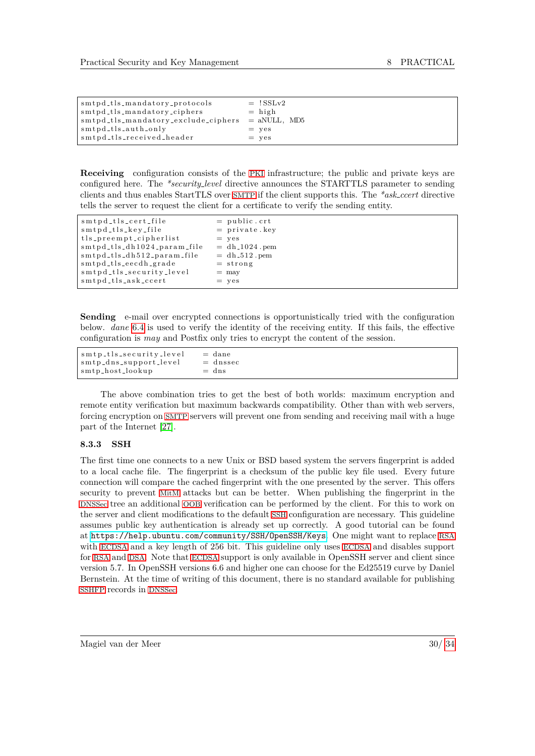```
smtpd_tls_mandatory_protocols        = !SSLv2
smtpd_tls_mandatory_ciphers          = high
smtpd_tls_mandatory_exclude_ciphers  = aNULL, MD5
smtpd_tls_auth_only                  = yes
smtpd_tls_received_header            = yes
```

**Receiving** configuration consists of the PKI infrastructure; the public and private keys are configured here. The *\*security_level* directive announces the STARTTLS parameter to sending clients and thus enables StartTLS over SMTP if the client supports this. The *\*ask_ccert* directive tells the server to request the client for a certificate to verify the sending entity.

```
smtpd_tls_cert_file              = public.crt
smtpd_tls_key_file               = private.key
tls_preempt_cipherlist           = yes
smtpd_tls_dh1024_param_file      = dh_1024.pem
smtpd_tls_dh512_param_file       = dh_512.pem
smtpd_tls_eecdh_grade            = strong
smtpd_tls_security_level         = may
smtpd_tls_ask_ccert              = yes
```

**Sending** e-mail over encrypted connections is opportunistically tried with the configuration below. *dane* 6.4 is used to verify the identity of the receiving entity. If this fails, the effective configuration is *may* and Postfix only tries to encrypt the content of the session.

```
smtp_tls_security_level     = dane
smtp_dns_support_level      = dnssec
smtp_host_lookup            = dns
```

The above combination tries to get the best of both worlds: maximum encryption and remote entity verification but maximum backwards compatibility. Other than with web servers, forcing encryption on SMTP servers will prevent one from sending and receiving mail with a huge part of the Internet [27].

### 8.3.3 SSH

The first time one connects to a new Unix or BSD based system the servers fingerprint is added to a local cache file. The fingerprint is a checksum of the public key file used. Every future connection will compare the cached fingerprint with the one presented by the server. This offers security to prevent MitM attacks but can be better. When publishing the fingerprint in the DNSSec tree an additional OOB verification can be performed by the client. For this to work on the server and client modifications to the default SSH configuration are necessary. This guideline assumes public key authentication is already set up correctly. A good tutorial can be found at `https://help.ubuntu.com/community/SSH/OpenSSH/Keys`. One might want to replace RSA with ECDSA and a key length of 256 bit. This guideline only uses ECDSA and disables support for RSA and DSA. Note that ECDSA support is only available in OpenSSH server and client since version 5.7. In OpenSSH versions 6.6 and higher one can choose for the Ed25519 curve by Daniel Bernstein. At the time of writing of this document, there is no standard available for publishing SSHFP records in DNSSec.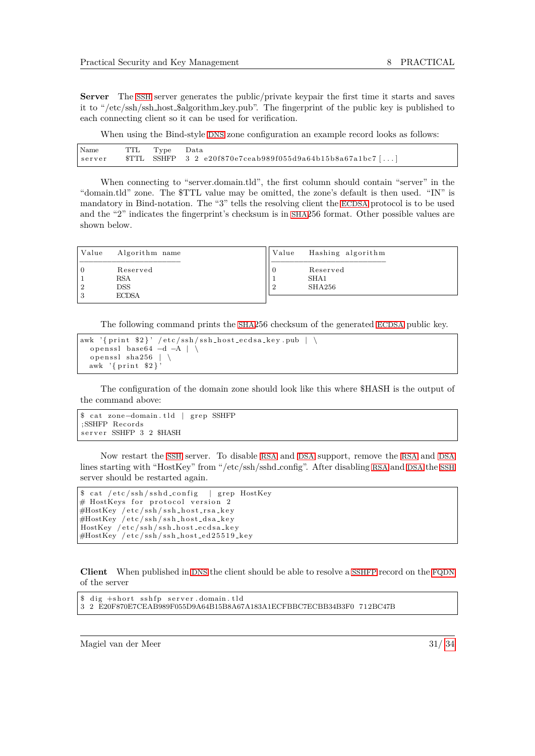**Server** The SSH server generates the public/private keypair the first time it starts and saves it to "/etc/ssh/ssh_host_$algorithm_key.pub". The fingerprint of the public key is published to each connecting client so it can be used for verification.

When using the Bind-style DNS zone configuration an example record looks as follows:

```
Name     TTL    Type    Data
server   $TTL   SSHFP   3 2 e20f870e7ceab989f055d9a64b15b8a67a1bc7 [...]
```

When connecting to "server.domain.tld", the first column should contain "server" in the "domain.tld" zone. The $TTL value may be omitted, the zone's default is then used. "IN" is mandatory in Bind-notation. The "3" tells the resolving client the ECDSA protocol is to be used and the "2" indicates the fingerprint's checksum is in SHA256 format. Other possible values are shown below.

| Value | Algorithm name |
|---|---|
| 0 | Reserved |
| 1 | RSA |
| 2 | DSS |
| 3 | ECDSA |

| Value | Hashing algorithm |
|---|---|
| 0 | Reserved |
| 1 | SHA1 |
| 2 | SHA256 |

The following command prints the SHA256 checksum of the generated ECDSA public key.

```
awk '{print $2}' /etc/ssh/ssh_host_ecdsa_key.pub | \
  openssl base64 -d -A | \
  openssl sha256 | \
  awk '{print $2}'
```

The configuration of the domain zone should look like this where $HASH is the output of the command above:

```
$ cat zone-domain.tld | grep SSHFP
;SSHFP Records
server SSHFP 3 2 $HASH
```

Now restart the SSH server. To disable RSA and DSA support, remove the RSA and DSA lines starting with "HostKey" from "/etc/ssh/sshd_config". After disabling RSA and DSA the SSH server should be restarted again.

```
$ cat /etc/ssh/sshd_config  | grep HostKey
# HostKeys for protocol version 2
#HostKey /etc/ssh/ssh_host_rsa_key
#HostKey /etc/ssh/ssh_host_dsa_key
HostKey /etc/ssh/ssh_host_ecdsa_key
#HostKey /etc/ssh/ssh_host_ed25519_key
```

**Client** When published in DNS the client should be able to resolve a SSHFP record on the FQDN of the server

```
$ dig +short sshfp server.domain.tld
3 2 E20F870E7CEAB989F055D9A64B15B8A67A183A1ECFBBC7ECBB34B3F0 712BC47B
```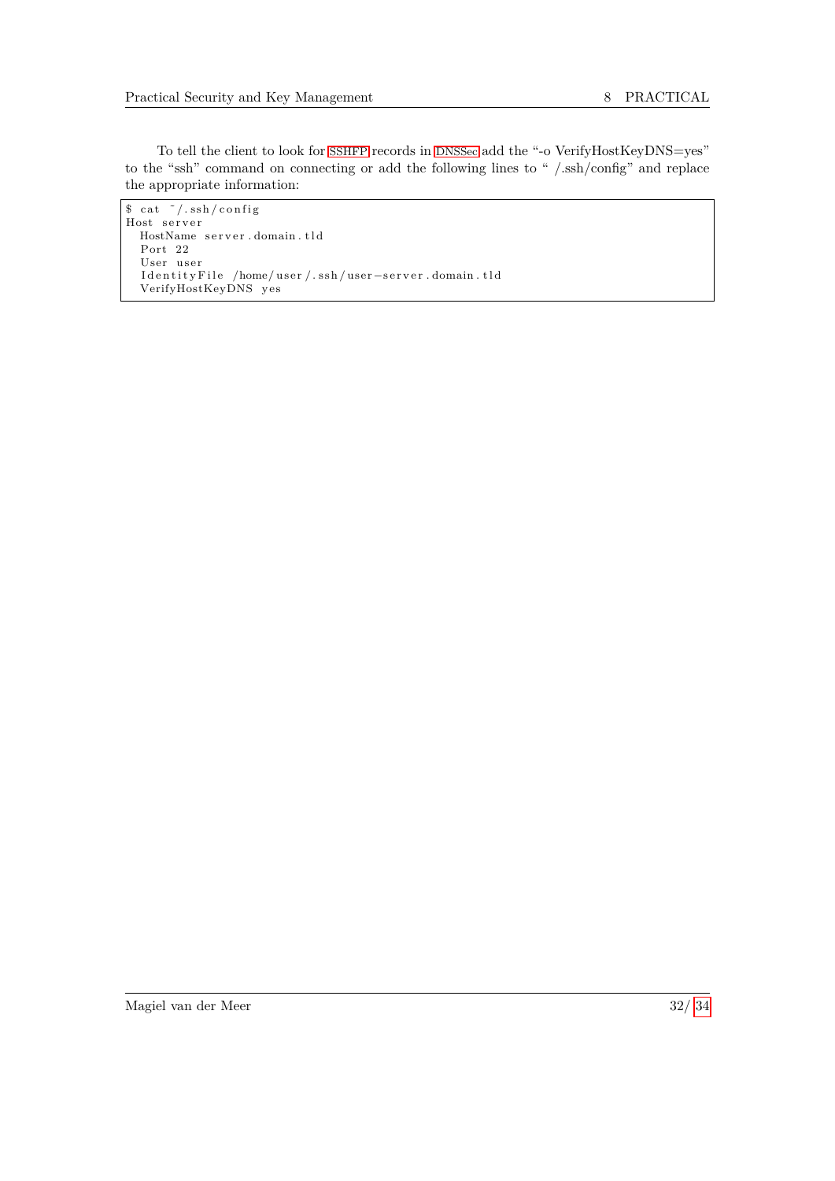To tell the client to look for SSHFP records in DNSSec add the "-o VerifyHostKeyDNS=yes" to the "ssh" command on connecting or add the following lines to " /.ssh/config" and replace the appropriate information:

```
$ cat ~/.ssh/config
Host server
  HostName server.domain.tld
  Port 22
  User user
  IdentityFile /home/user/.ssh/user-server.domain.tld
  VerifyHostKeyDNS yes
```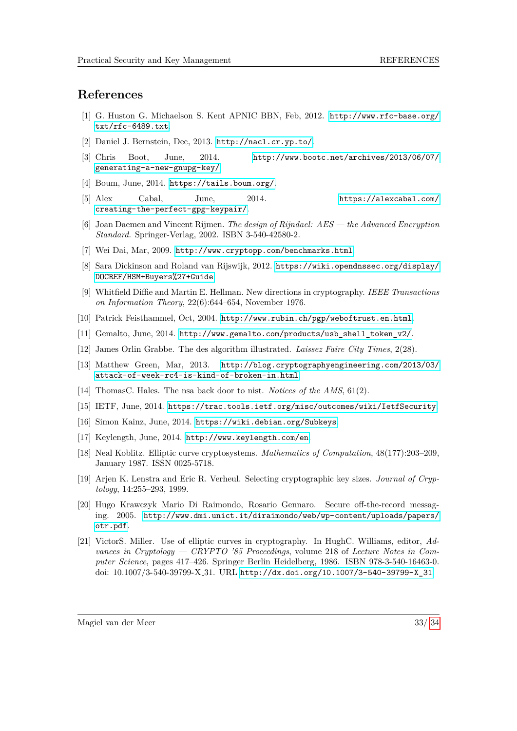# References

[1] G. Huston G. Michaelson S. Kent APNIC BBN, Feb, 2012. http://www.rfc-base.org/txt/rfc-6489.txt.

[2] Daniel J. Bernstein, Dec, 2013. http://nacl.cr.yp.to/.

[3] Chris Boot, June, 2014. http://www.bootc.net/archives/2013/06/07/generating-a-new-gnupg-key/.

[4] Boum, June, 2014. https://tails.boum.org/.

[5] Alex Cabal, June, 2014. https://alexcabal.com/creating-the-perfect-gpg-keypair/.

[6] Joan Daemen and Vincent Rijmen. *The design of Rijndael: AES — the Advanced Encryption Standard*. Springer-Verlag, 2002. ISBN 3-540-42580-2.

[7] Wei Dai, Mar, 2009. http://www.cryptopp.com/benchmarks.html.

[8] Sara Dickinson and Roland van Rijswijk, 2012. https://wiki.opendnssec.org/display/DOCREF/HSM+Buyers%27+Guide.

[9] Whitfield Diffie and Martin E. Hellman. New directions in cryptography. *IEEE Transactions on Information Theory*, 22(6):644–654, November 1976.

[10] Patrick Feisthammel, Oct, 2004. http://www.rubin.ch/pgp/weboftrust.en.html.

[11] Gemalto, June, 2014. http://www.gemalto.com/products/usb_shell_token_v2/.

[12] James Orlin Grabbe. The des algorithm illustrated. *Laissez Faire City Times*, 2(28).

[13] Matthew Green, Mar, 2013. http://blog.cryptographyengineering.com/2013/03/attack-of-week-rc4-is-kind-of-broken-in.html.

[14] ThomasC. Hales. The nsa back door to nist. *Notices of the AMS*, 61(2).

[15] IETF, June, 2014. https://trac.tools.ietf.org/misc/outcomes/wiki/IetfSecurity.

[16] Simon Kainz, June, 2014. https://wiki.debian.org/Subkeys.

[17] Keylength, June, 2014. http://www.keylength.com/en.

[18] Neal Koblitz. Elliptic curve cryptosystems. *Mathematics of Computation*, 48(177):203–209, January 1987. ISSN 0025-5718.

[19] Arjen K. Lenstra and Eric R. Verheul. Selecting cryptographic key sizes. *Journal of Cryptology*, 14:255–293, 1999.

[20] Hugo Krawczyk Mario Di Raimondo, Rosario Gennaro. Secure off-the-record messaging. 2005. http://www.dmi.unict.it/diraimondo/web/wp-content/uploads/papers/otr.pdf.

[21] VictorS. Miller. Use of elliptic curves in cryptography. In HughC. Williams, editor, *Advances in Cryptology — CRYPTO '85 Proceedings*, volume 218 of *Lecture Notes in Computer Science*, pages 417–426. Springer Berlin Heidelberg, 1986. ISBN 978-3-540-16463-0. doi: 10.1007/3-540-39799-X_31. URL http://dx.doi.org/10.1007/3-540-39799-X_31.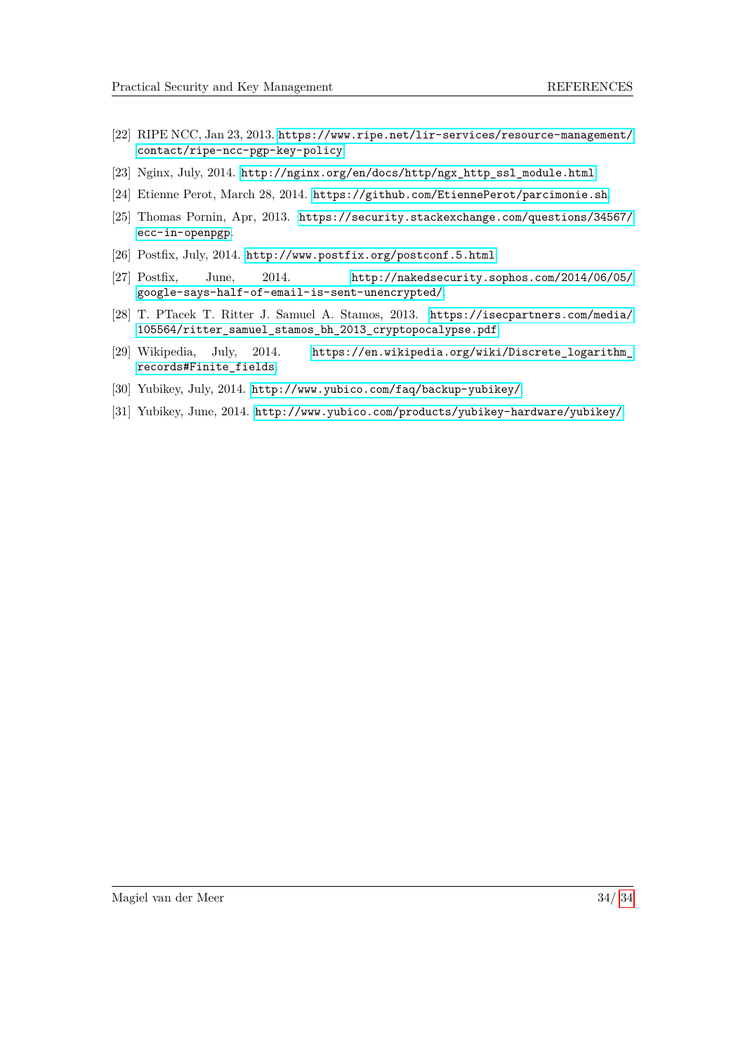[22] RIPE NCC, Jan 23, 2013. https://www.ripe.net/lir-services/resource-management/contact/ripe-ncc-pgp-key-policy.

[23] Nginx, July, 2014. http://nginx.org/en/docs/http/ngx_http_ssl_module.html.

[24] Etienne Perot, March 28, 2014. https://github.com/EtiennePerot/parcimonie.sh.

[25] Thomas Pornin, Apr, 2013. https://security.stackexchange.com/questions/34567/ecc-in-openpgp.

[26] Postfix, July, 2014. http://www.postfix.org/postconf.5.html.

[27] Postfix, June, 2014. http://nakedsecurity.sophos.com/2014/06/05/google-says-half-of-email-is-sent-unencrypted/.

[28] T. PTacek T. Ritter J. Samuel A. Stamos, 2013. https://isecpartners.com/media/105564/ritter_samuel_stamos_bh_2013_cryptopocalypse.pdf.

[29] Wikipedia, July, 2014. https://en.wikipedia.org/wiki/Discrete_logarithm_records#Finite_fields.

[30] Yubikey, July, 2014. http://www.yubico.com/faq/backup-yubikey/.

[31] Yubikey, June, 2014. http://www.yubico.com/products/yubikey-hardware/yubikey/.